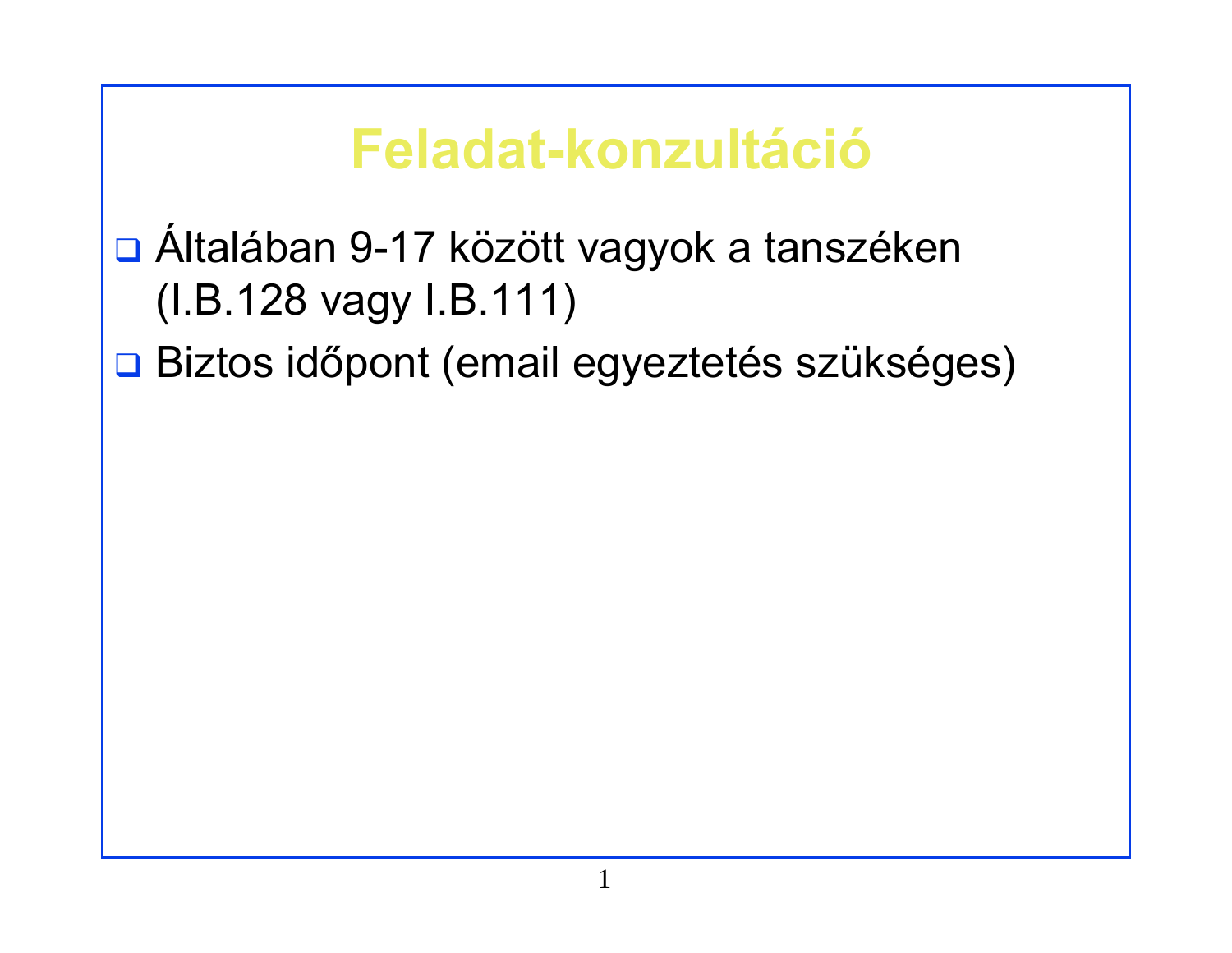# Feladat-konzultáció

- Általában 9-17 között vagyok a tanszéken (I.B.128 vagy I.B.111)
- Biztos időpont (email egyeztetés szükséges)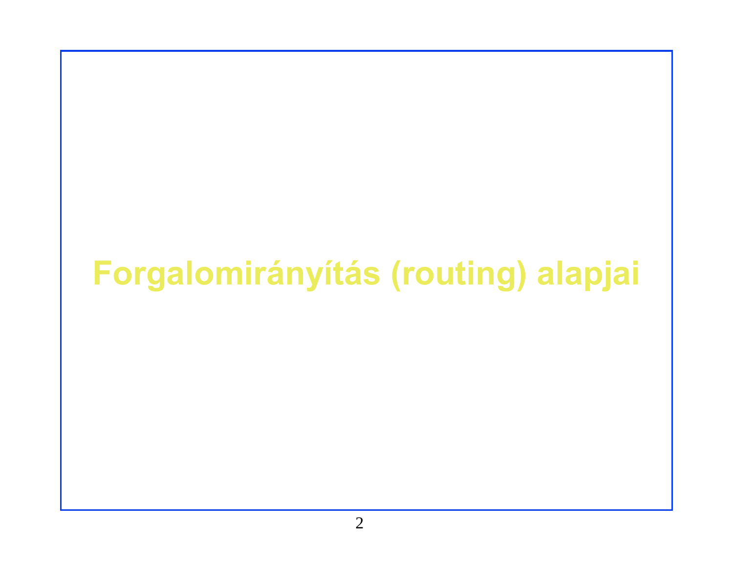# Forgalomirányítás (routing) alapjai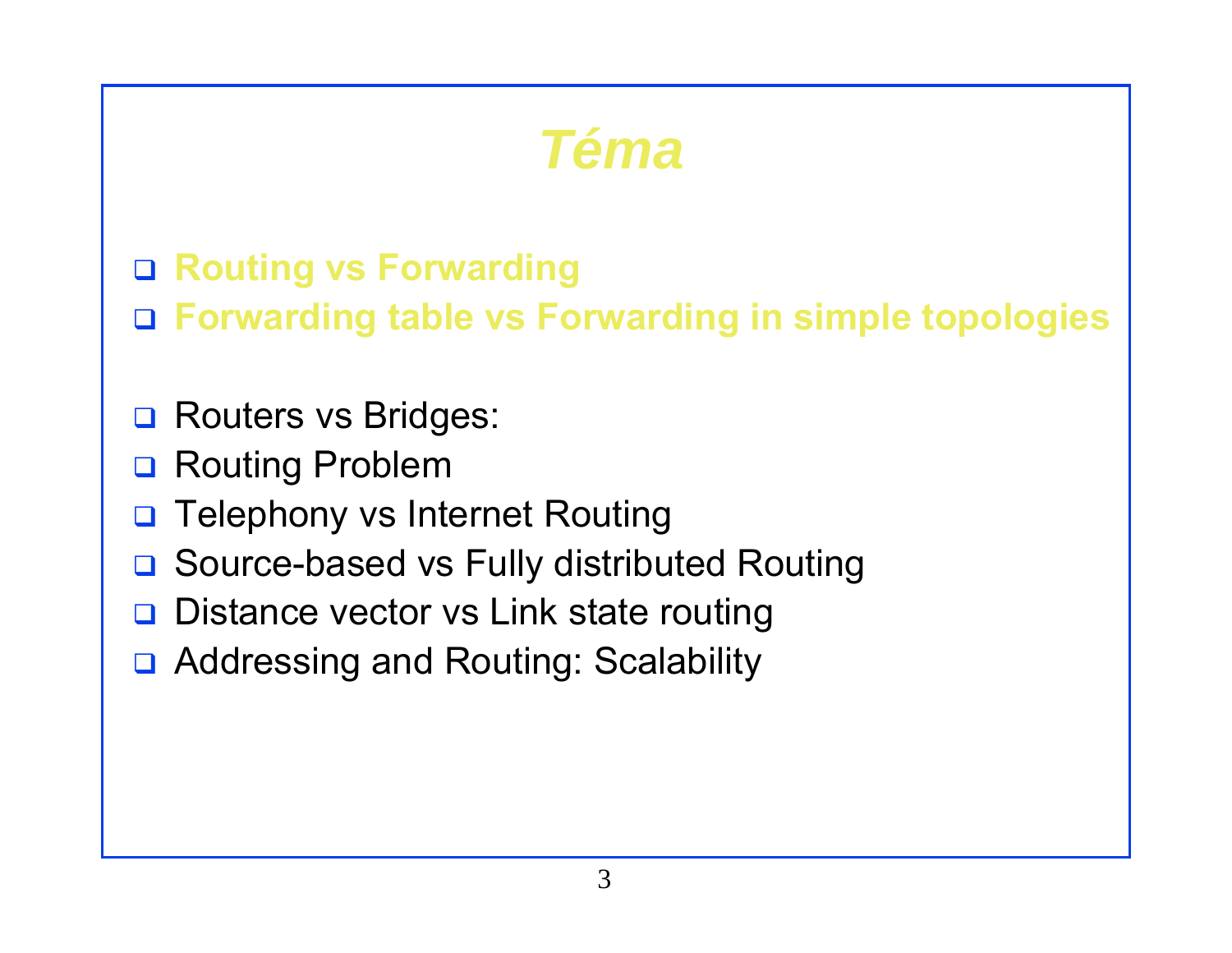# *Téma*

- **Routing vs Forwarding**
- **Forwarding table vs Forwarding in simple topologies**

- Routers vs Bridges:
- Routing Problem
- Telephony vs Internet Routing
- Source-based vs Fully distributed Routing
- Distance vector vs Link state routing
- Addressing and Routing: Scalability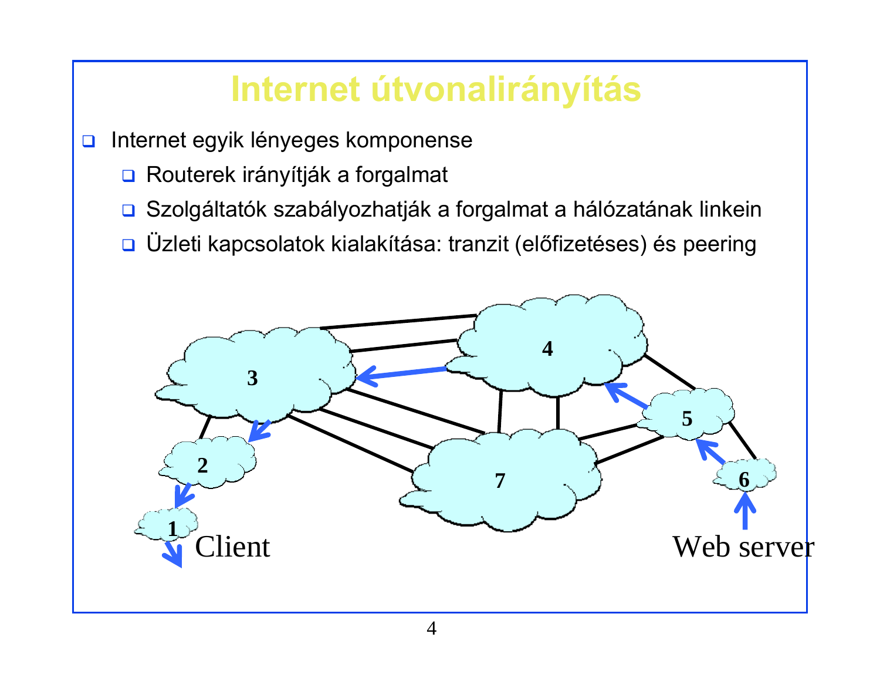# Internet útvonalirányítás

- Internet egyik lényeges komponense
  - Routerek irányítják a forgalmat
  - Szolgáltatók szabályozhatják a forgalmat a hálózatának linkein
  - Üzleti kapcsolatok kialakítása: tranzit (előfizetéses) és peering

3
4
2
5
7
6
1
Client
Web server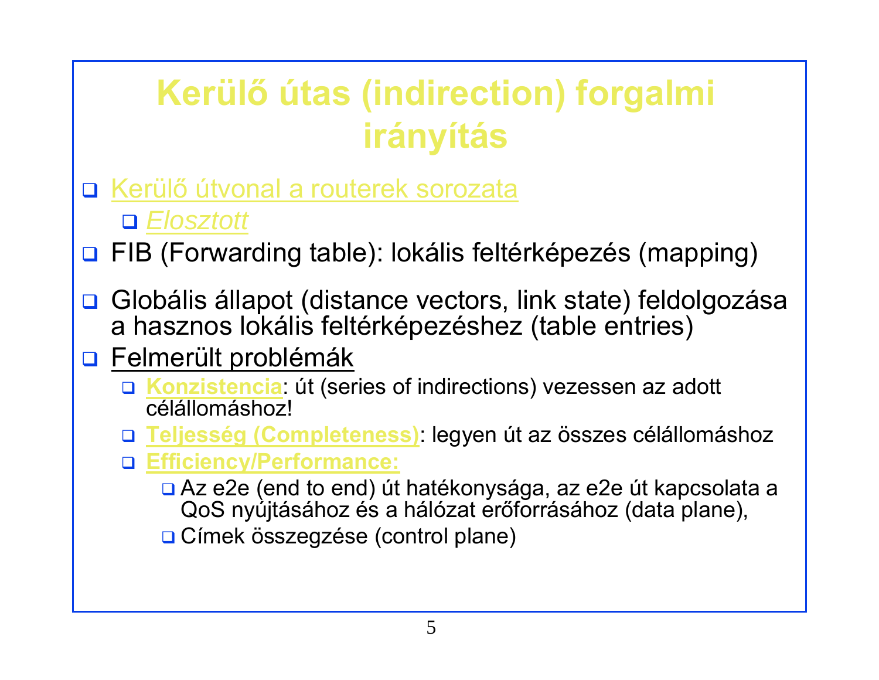# Kerülő útas (indirection) forgalmi irányítás

- Kerülő útvonal a routerek sorozata
  - *Elosztott*
- FIB (Forwarding table): lokális feltérképezés (mapping)
- Globális állapot (distance vectors, link state) feldolgozása a hasznos lokális feltérképezéshez (table entries)
- Felmerült problémák
  - **Konzisztencia**: út (series of indirections) vezessen az adott célállomáshoz!
  - **Teljesség (Completeness)**: legyen út az összes célállomáshoz
  - **Efficiency/Performance:**
    - Az e2e (end to end) út hatékonysága, az e2e út kapcsolata a QoS nyújtásához és a hálózat erőforrásához (data plane),
    - Címek összegzése (control plane)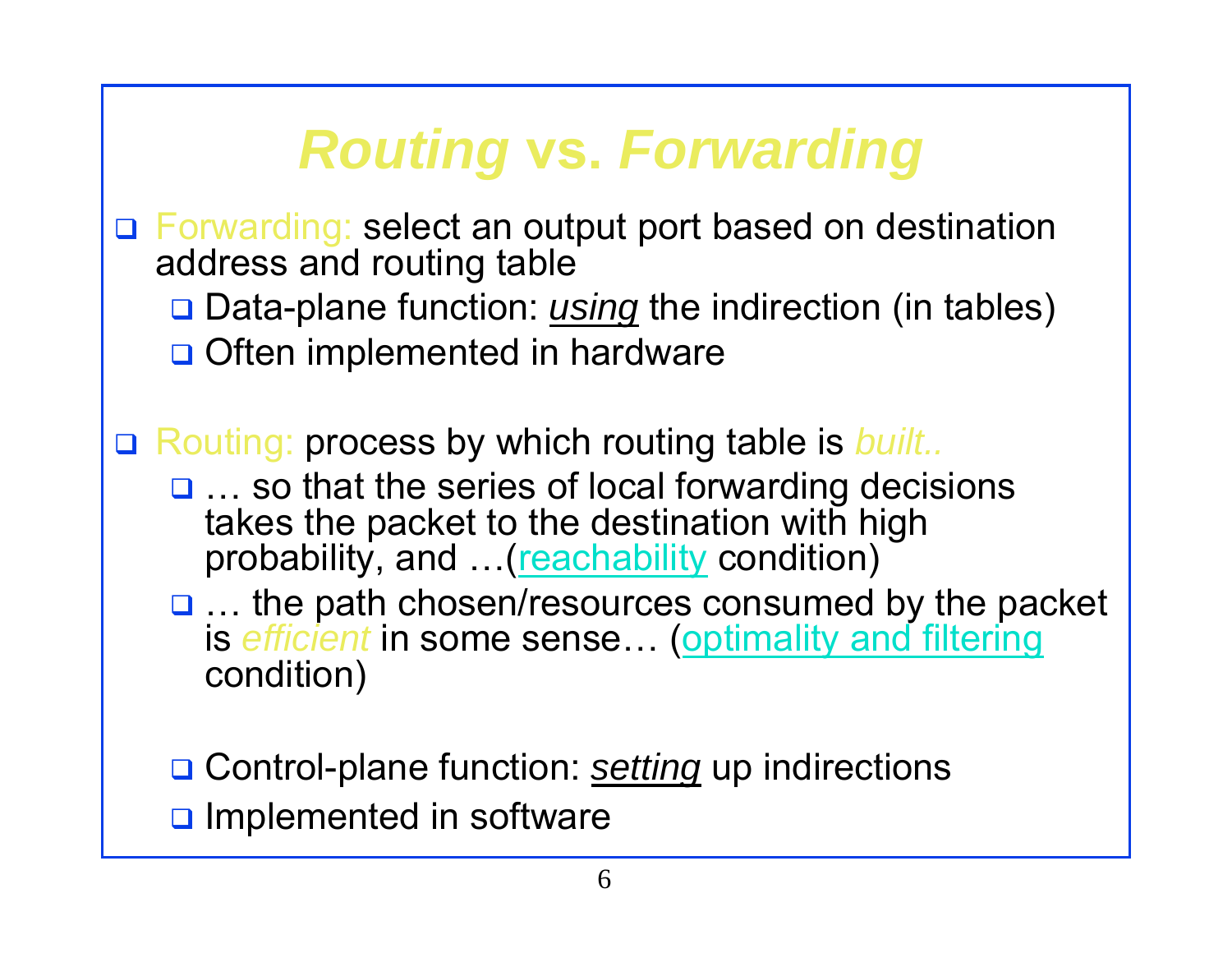# *Routing vs. Forwarding*

- Forwarding: select an output port based on destination address and routing table
  - Data-plane function: ***using*** the indirection (in tables)
  - Often implemented in hardware

- Routing: process by which routing table is *built..*
  - … so that the series of local forwarding decisions takes the packet to the destination with high probability, and …(reachability condition)
  - … the path chosen/resources consumed by the packet is *efficient* in some sense… (optimality and filtering condition)

  - Control-plane function: ***setting*** up indirections
  - Implemented in software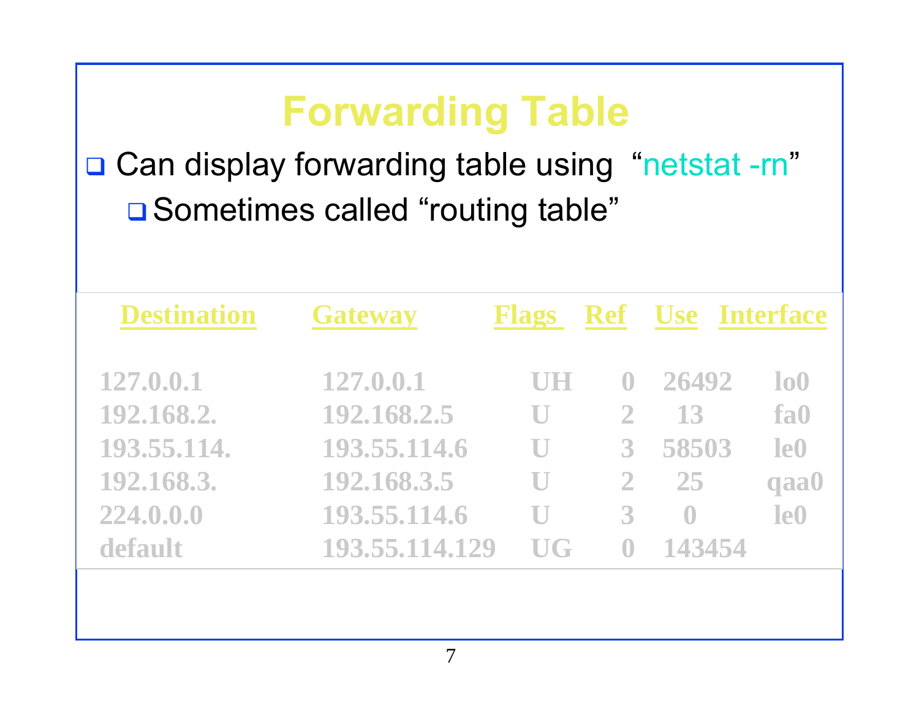# Forwarding Table

- Can display forwarding table using "netstat -rn"
  - Sometimes called "routing table"

| Destination | Gateway | Flags | Ref | Use | Interface |
|---|---|---|---|---|---|
| 127.0.0.1 | 127.0.0.1 | UH | 0 | 26492 | lo0 |
| 192.168.2. | 192.168.2.5 | U | 2 | 13 | fa0 |
| 193.55.114. | 193.55.114.6 | U | 3 | 58503 | le0 |
| 192.168.3. | 192.168.3.5 | U | 2 | 25 | qaa0 |
| 224.0.0.0 | 193.55.114.6 | U | 3 | 0 | le0 |
| default | 193.55.114.129 | UG | 0 | 143454 | |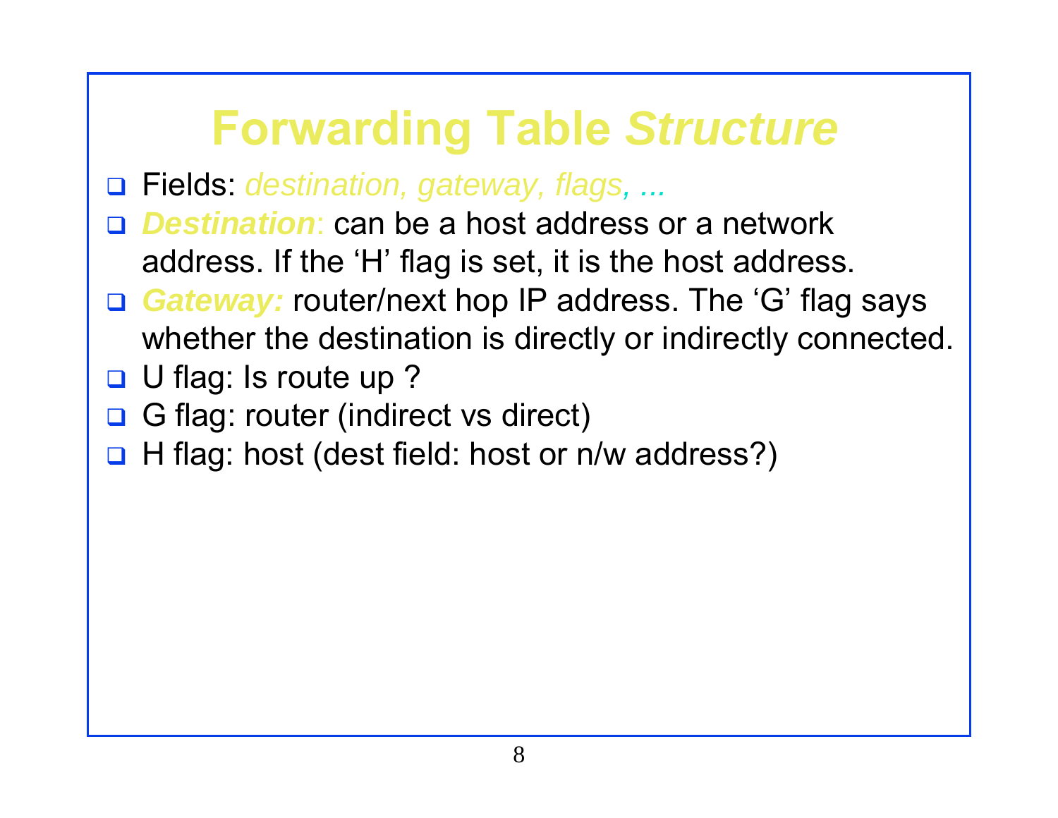# Forwarding Table *Structure*

- Fields: *destination, gateway, flags, ...*
- ***Destination***: can be a host address or a network address. If the 'H' flag is set, it is the host address.
- ***Gateway:*** router/next hop IP address. The 'G' flag says whether the destination is directly or indirectly connected.
- U flag: Is route up ?
- G flag: router (indirect vs direct)
- H flag: host (dest field: host or n/w address?)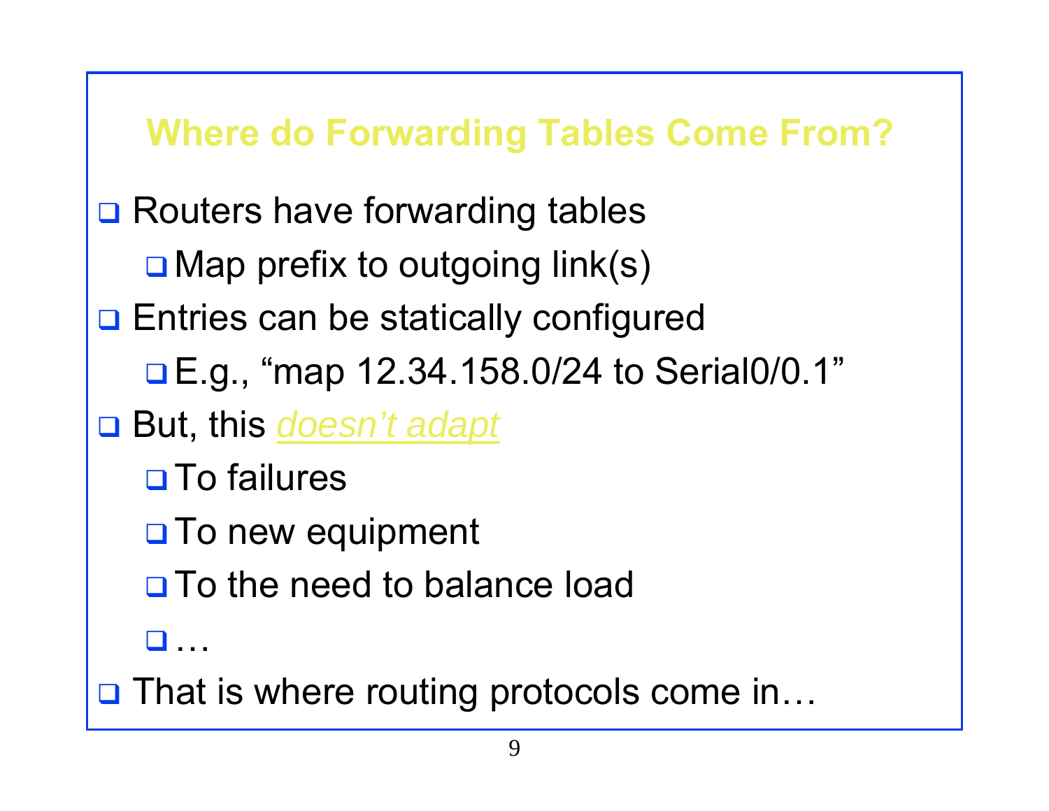## Where do Forwarding Tables Come From?

- Routers have forwarding tables
  - Map prefix to outgoing link(s)
- Entries can be statically configured
  - E.g., "map 12.34.158.0/24 to Serial0/0.1"
- But, this *doesn't adapt*
  - To failures
  - To new equipment
  - To the need to balance load
  - …
- That is where routing protocols come in…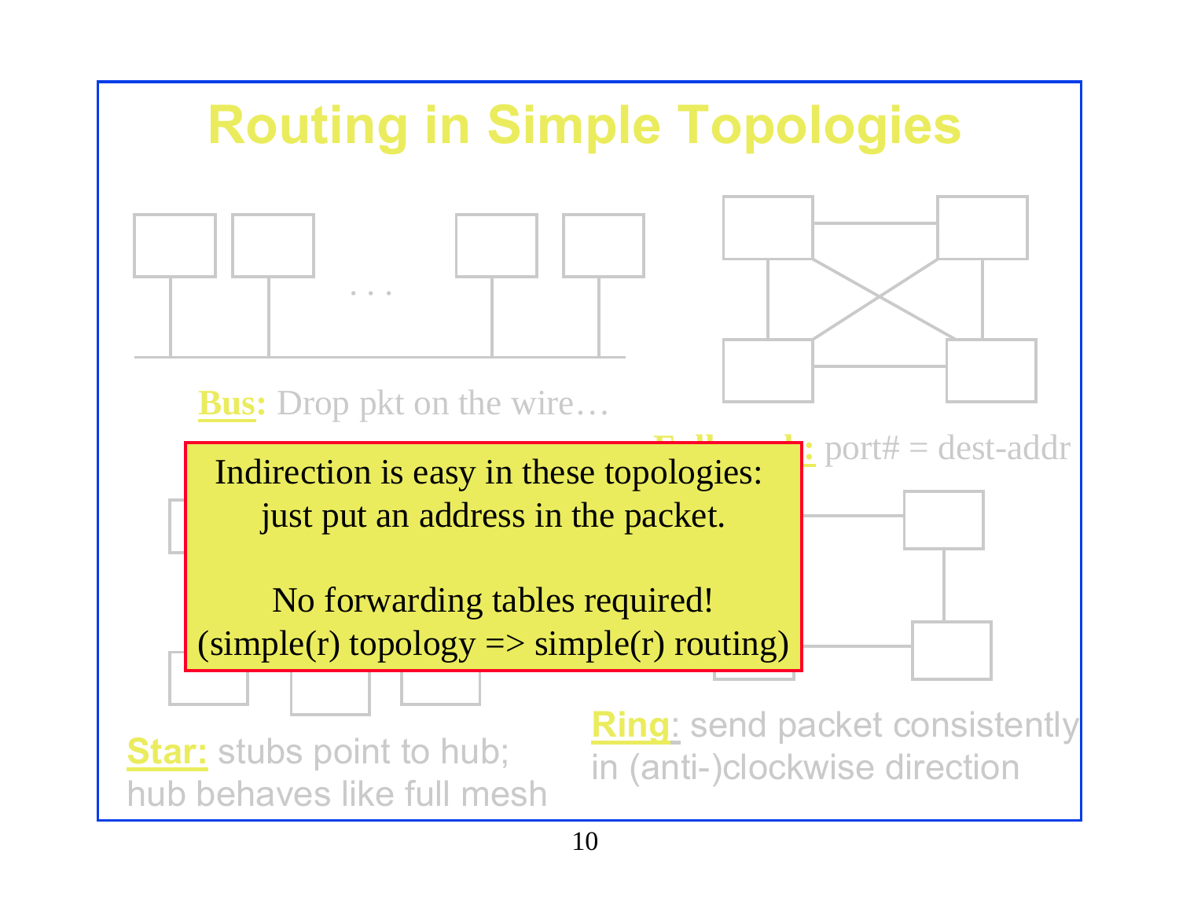# Routing in Simple Topologies

**Bus:** Drop pkt on the wire…

**Full mesh:** port# = dest-addr

Indirection is easy in these topologies: just put an address in the packet.

No forwarding tables required! (simple(r) topology => simple(r) routing)

**Star:** stubs point to hub; hub behaves like full mesh

**Ring:** send packet consistently in (anti-)clockwise direction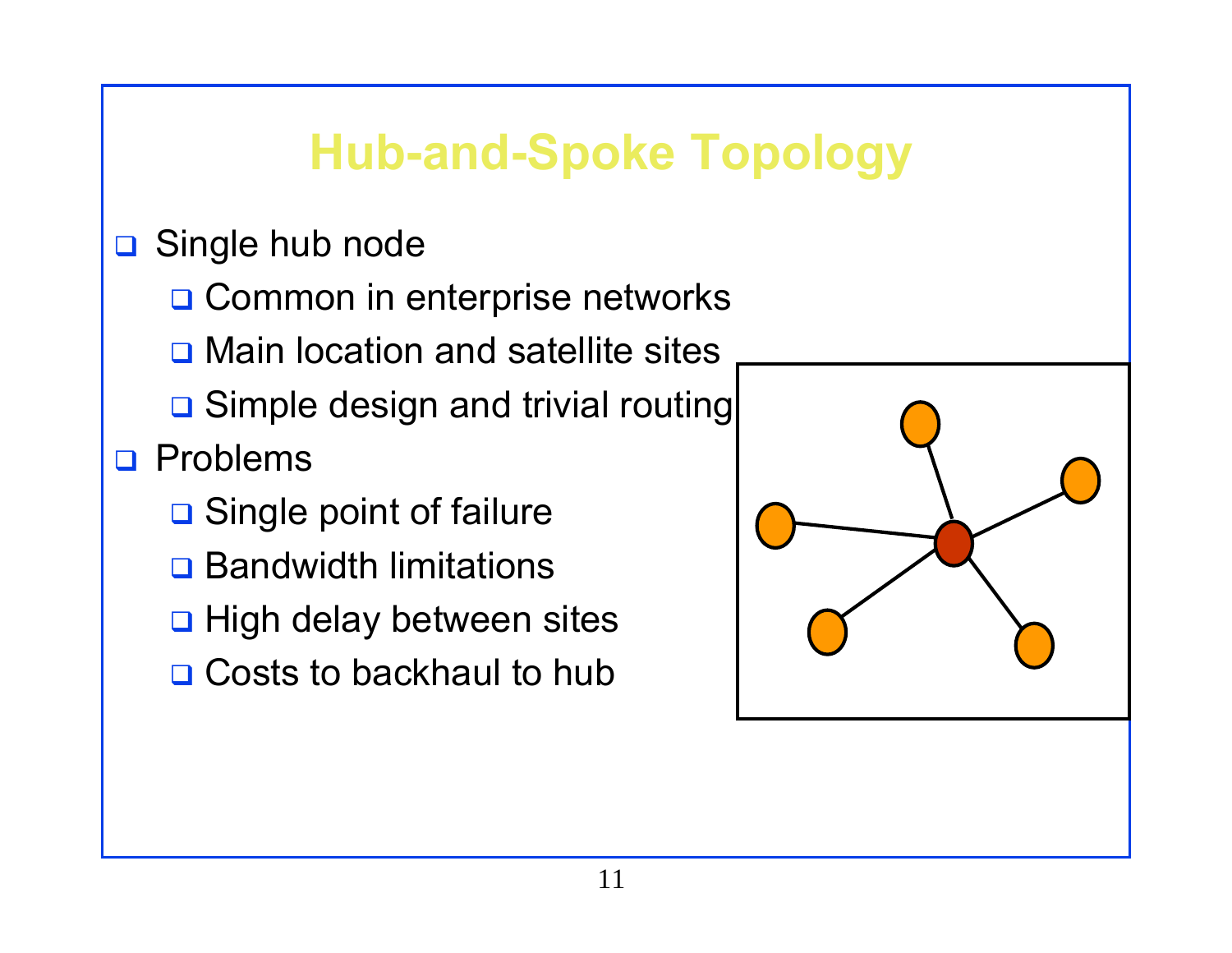# Hub-and-Spoke Topology

- Single hub node
  - Common in enterprise networks
  - Main location and satellite sites
  - Simple design and trivial routing
- Problems
  - Single point of failure
  - Bandwidth limitations
  - High delay between sites
  - Costs to backhaul to hub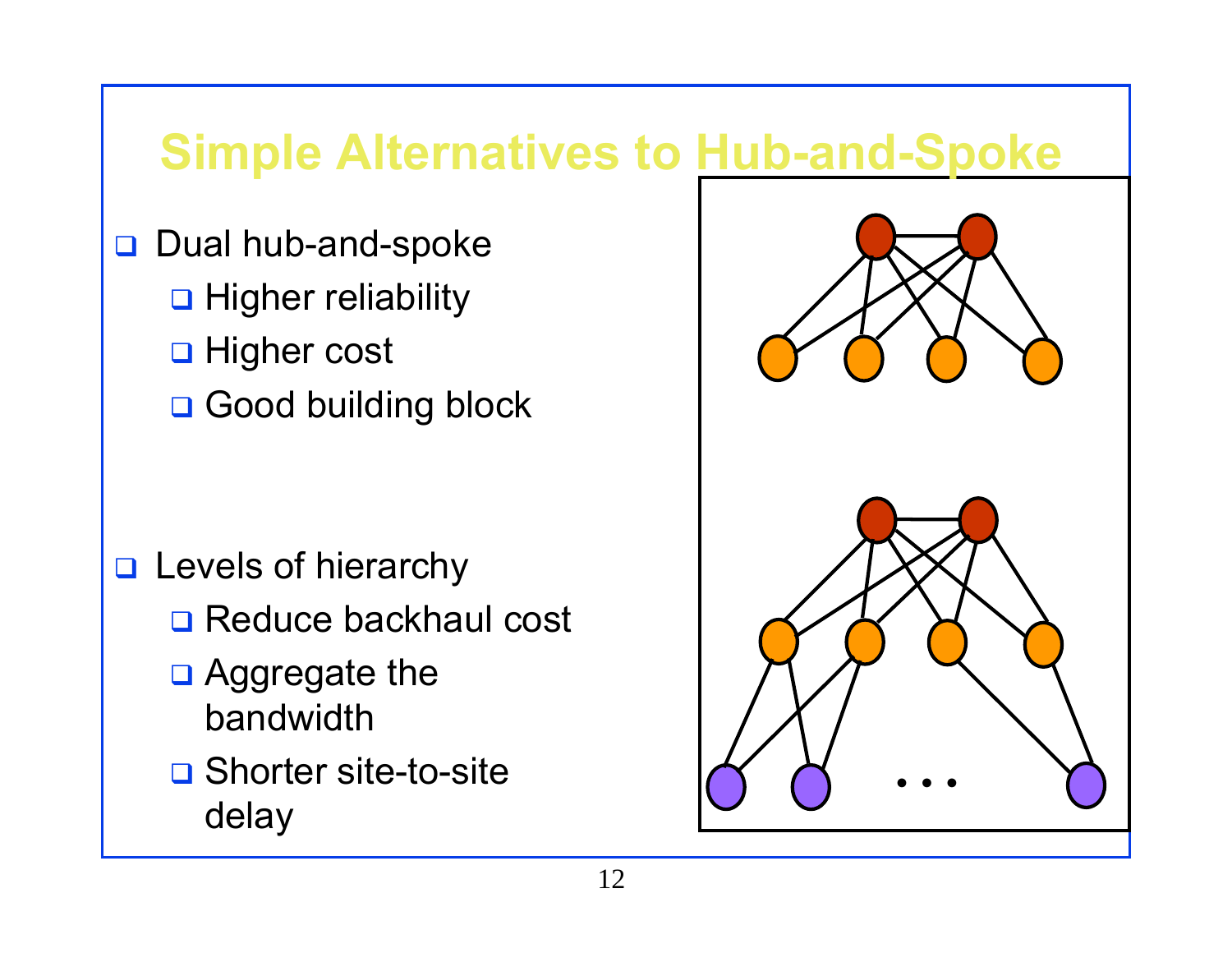# Simple Alternatives to Hub-and-Spoke

- Dual hub-and-spoke
  - Higher reliability
  - Higher cost
  - Good building block

- Levels of hierarchy
  - Reduce backhaul cost
  - Aggregate the bandwidth
  - Shorter site-to-site delay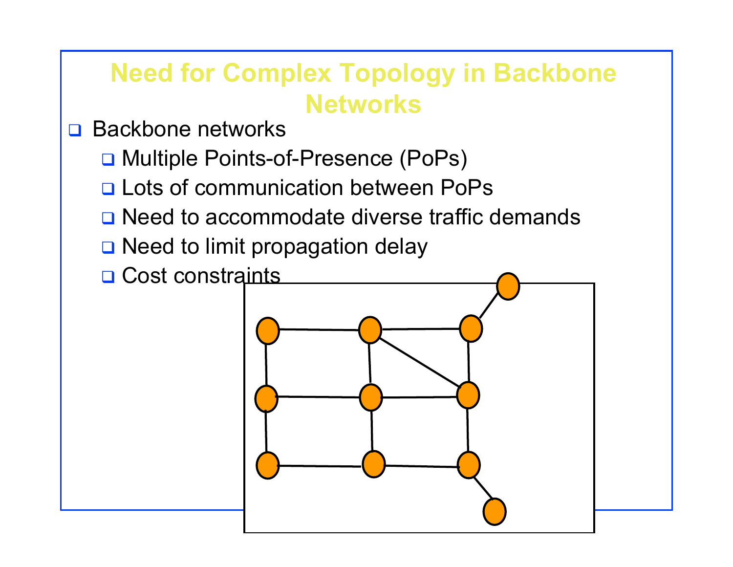# Need for Complex Topology in Backbone Networks

- Backbone networks
  - Multiple Points-of-Presence (PoPs)
  - Lots of communication between PoPs
  - Need to accommodate diverse traffic demands
  - Need to limit propagation delay
  - Cost constraints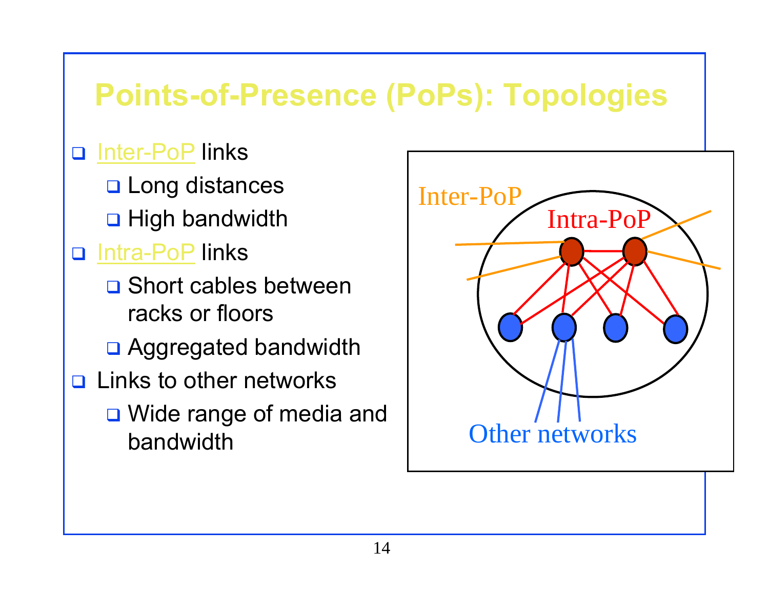# Points-of-Presence (PoPs): Topologies

- Inter-PoP links
  - Long distances
  - High bandwidth
- Intra-PoP links
  - Short cables between racks or floors
  - Aggregated bandwidth
- Links to other networks
  - Wide range of media and bandwidth

Inter-PoP

Intra-PoP

Other networks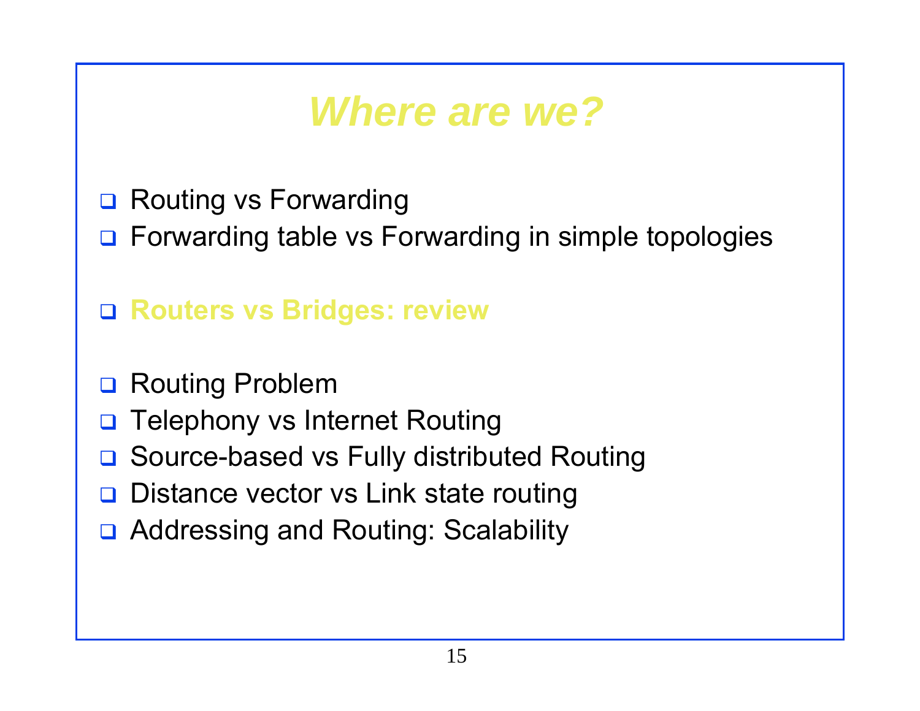# *Where are we?*

- Routing vs Forwarding
- Forwarding table vs Forwarding in simple topologies

- **Routers vs Bridges: review**

- Routing Problem
- Telephony vs Internet Routing
- Source-based vs Fully distributed Routing
- Distance vector vs Link state routing
- Addressing and Routing: Scalability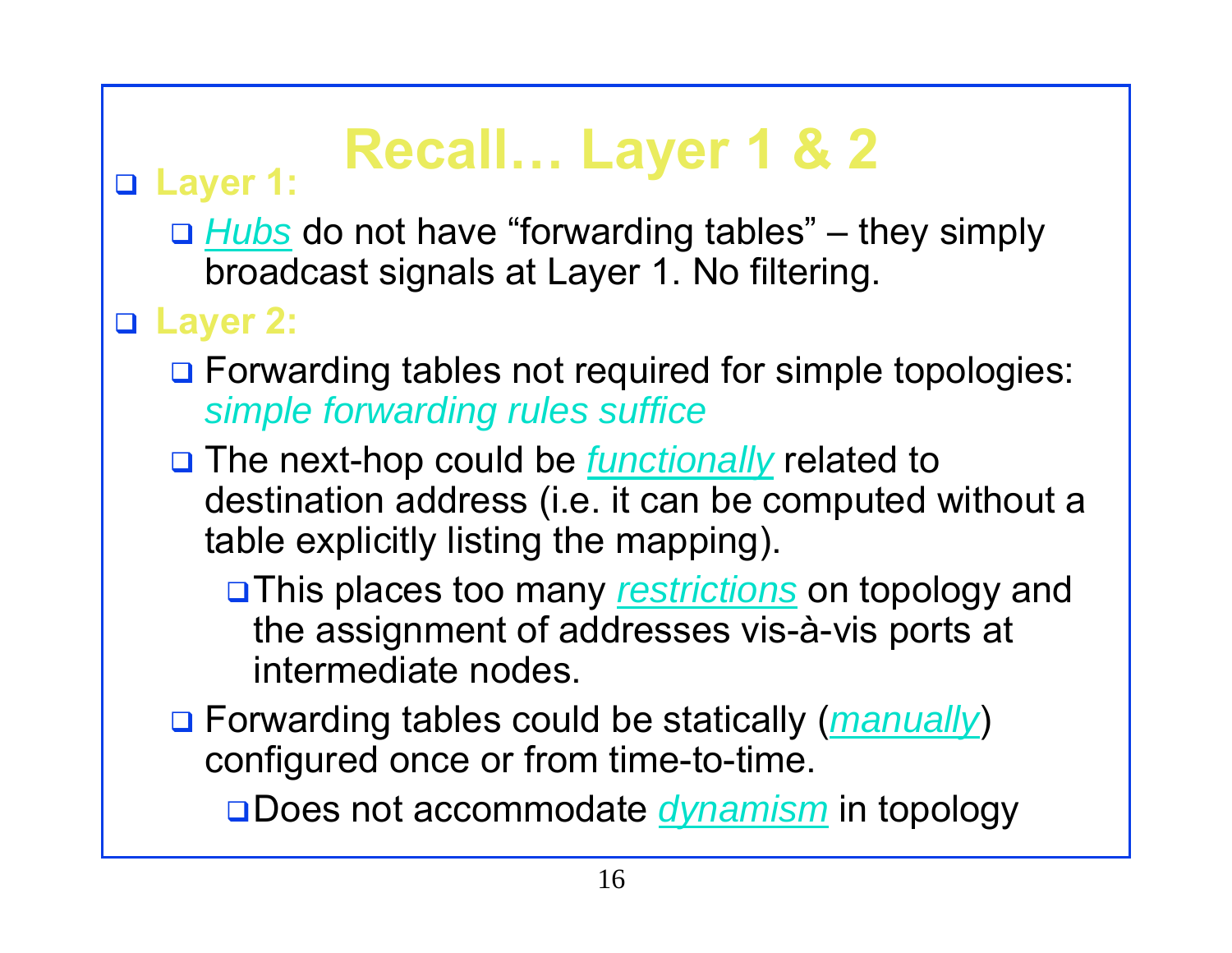# Recall… Layer 1 & 2

- **Layer 1:**
  - *Hubs* do not have "forwarding tables" – they simply broadcast signals at Layer 1. No filtering.
- **Layer 2:**
  - Forwarding tables not required for simple topologies: *simple forwarding rules suffice*
  - The next-hop could be *functionally* related to destination address (i.e. it can be computed without a table explicitly listing the mapping).
    - This places too many *restrictions* on topology and the assignment of addresses vis-à-vis ports at intermediate nodes.
  - Forwarding tables could be statically (*manually*) configured once or from time-to-time.
    - Does not accommodate *dynamism* in topology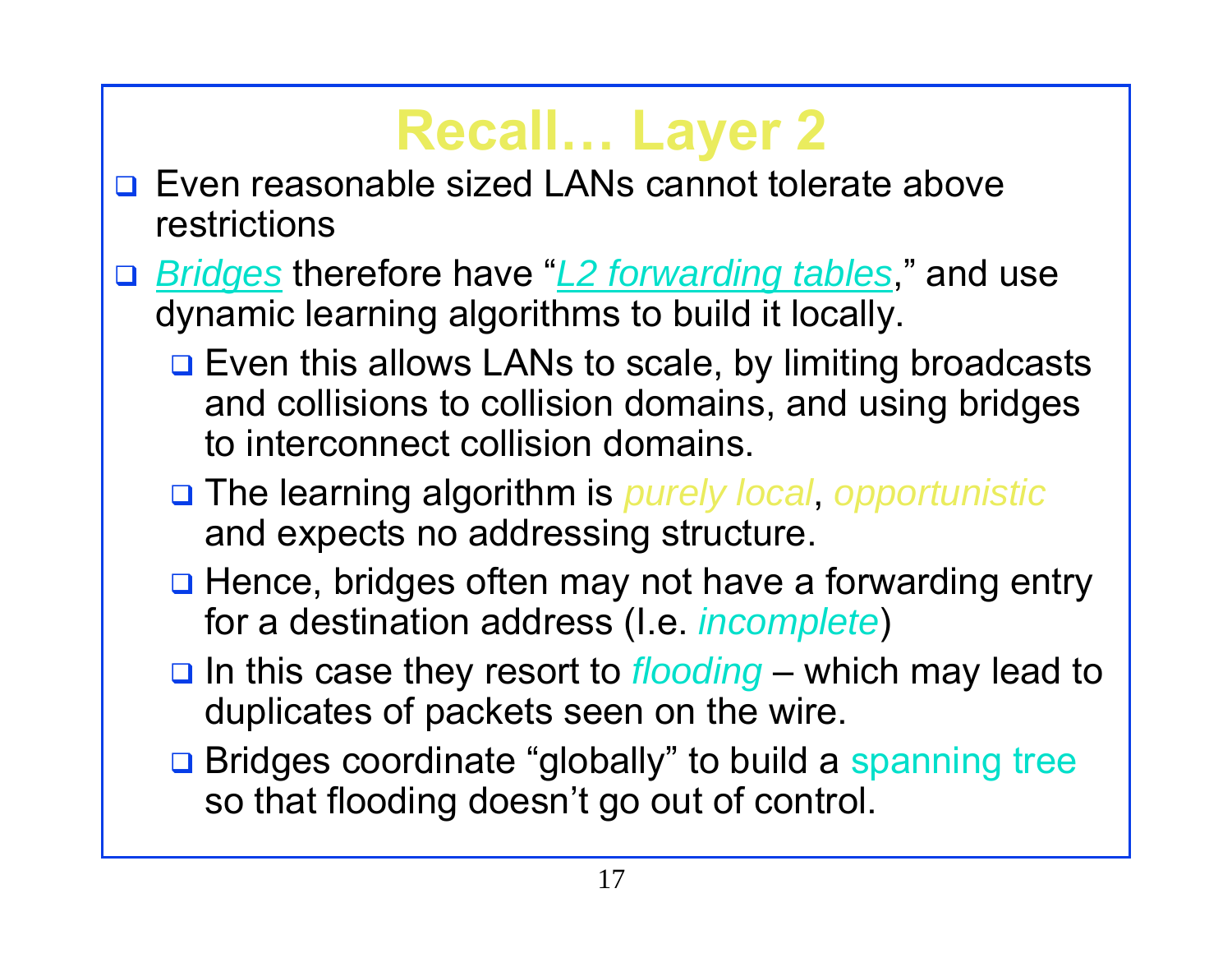# Recall… Layer 2

- Even reasonable sized LANs cannot tolerate above restrictions
- *Bridges* therefore have "*L2 forwarding tables*," and use dynamic learning algorithms to build it locally.
  - Even this allows LANs to scale, by limiting broadcasts and collisions to collision domains, and using bridges to interconnect collision domains.
  - The learning algorithm is *purely local*, *opportunistic* and expects no addressing structure.
  - Hence, bridges often may not have a forwarding entry for a destination address (I.e. *incomplete*)
  - In this case they resort to *flooding* – which may lead to duplicates of packets seen on the wire.
  - Bridges coordinate "globally" to build a spanning tree so that flooding doesn't go out of control.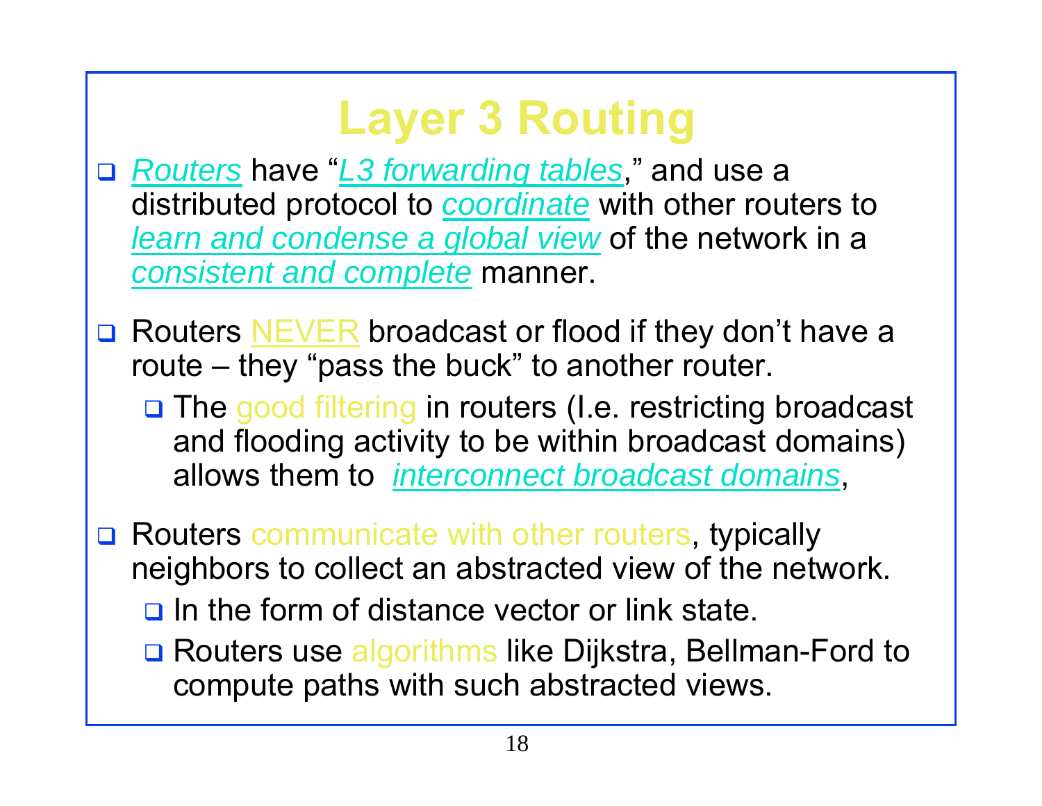# Layer 3 Routing

- *Routers* have "*L3 forwarding tables*," and use a distributed protocol to *coordinate* with other routers to *learn and condense a global view* of the network in a *consistent and complete* manner.
- Routers NEVER broadcast or flood if they don't have a route – they "pass the buck" to another router.
  - The good filtering in routers (I.e. restricting broadcast and flooding activity to be within broadcast domains) allows them to *interconnect broadcast domains*,
- Routers communicate with other routers, typically neighbors to collect an abstracted view of the network.
  - In the form of distance vector or link state.
  - Routers use algorithms like Dijkstra, Bellman-Ford to compute paths with such abstracted views.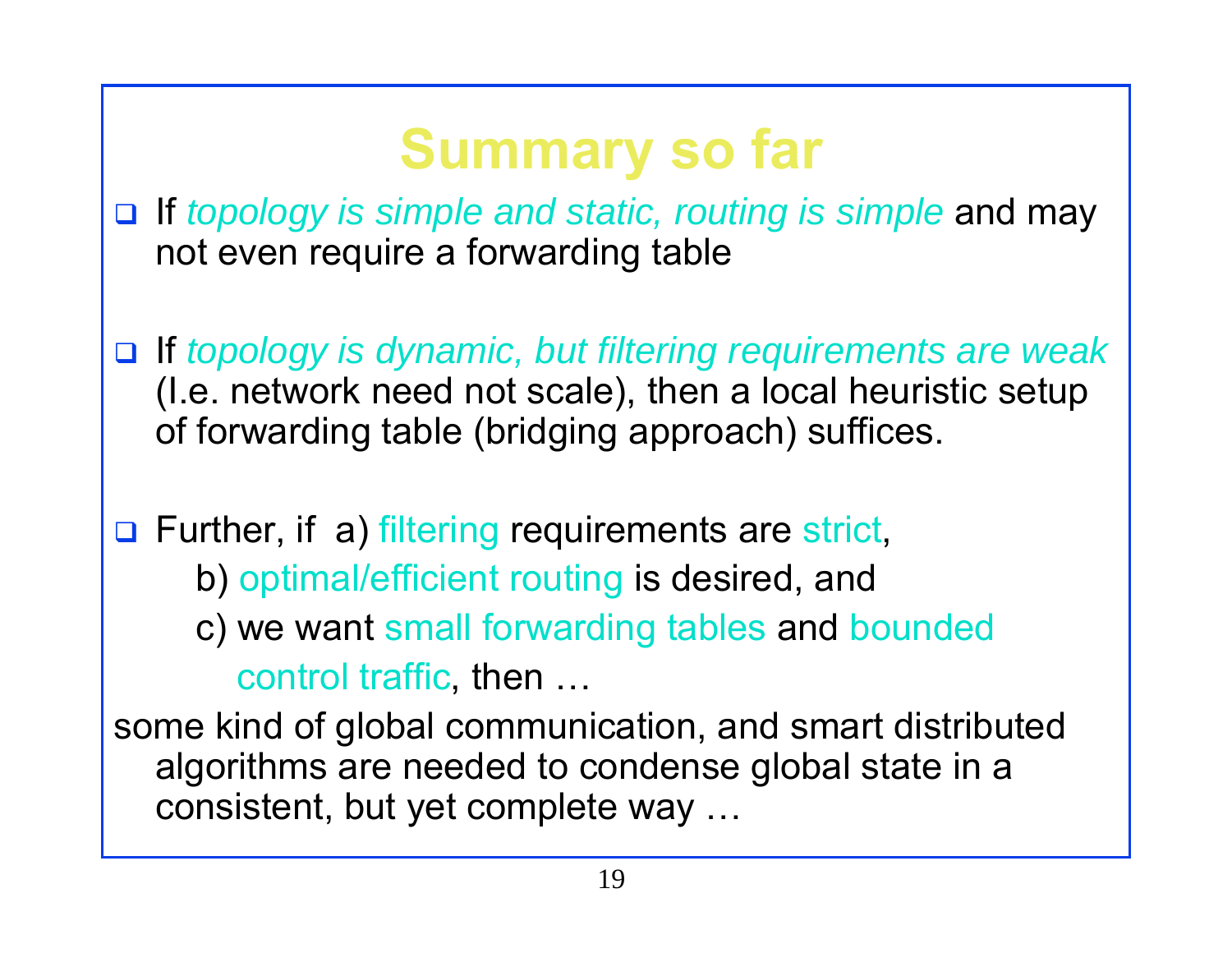# Summary so far

- If *topology is simple and static, routing is simple* and may not even require a forwarding table

- If *topology is dynamic, but filtering requirements are weak* (I.e. network need not scale), then a local heuristic setup of forwarding table (bridging approach) suffices.

- Further, if a) filtering requirements are strict,

  b) optimal/efficient routing is desired, and

  c) we want small forwarding tables and bounded control traffic, then …

some kind of global communication, and smart distributed algorithms are needed to condense global state in a consistent, but yet complete way …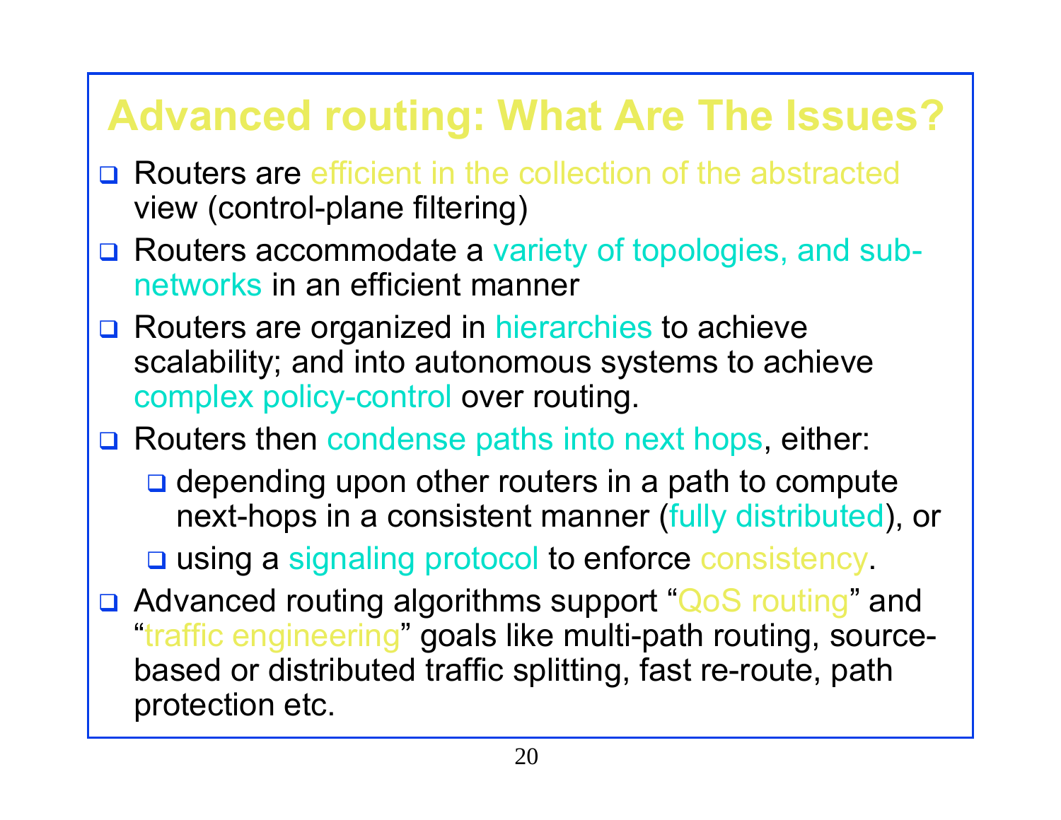# Advanced routing: What Are The Issues?

- Routers are efficient in the collection of the abstracted view (control-plane filtering)
- Routers accommodate a variety of topologies, and sub-networks in an efficient manner
- Routers are organized in hierarchies to achieve scalability; and into autonomous systems to achieve complex policy-control over routing.
- Routers then condense paths into next hops, either:
  - depending upon other routers in a path to compute next-hops in a consistent manner (fully distributed), or
  - using a signaling protocol to enforce consistency.
- Advanced routing algorithms support "QoS routing" and "traffic engineering" goals like multi-path routing, source-based or distributed traffic splitting, fast re-route, path protection etc.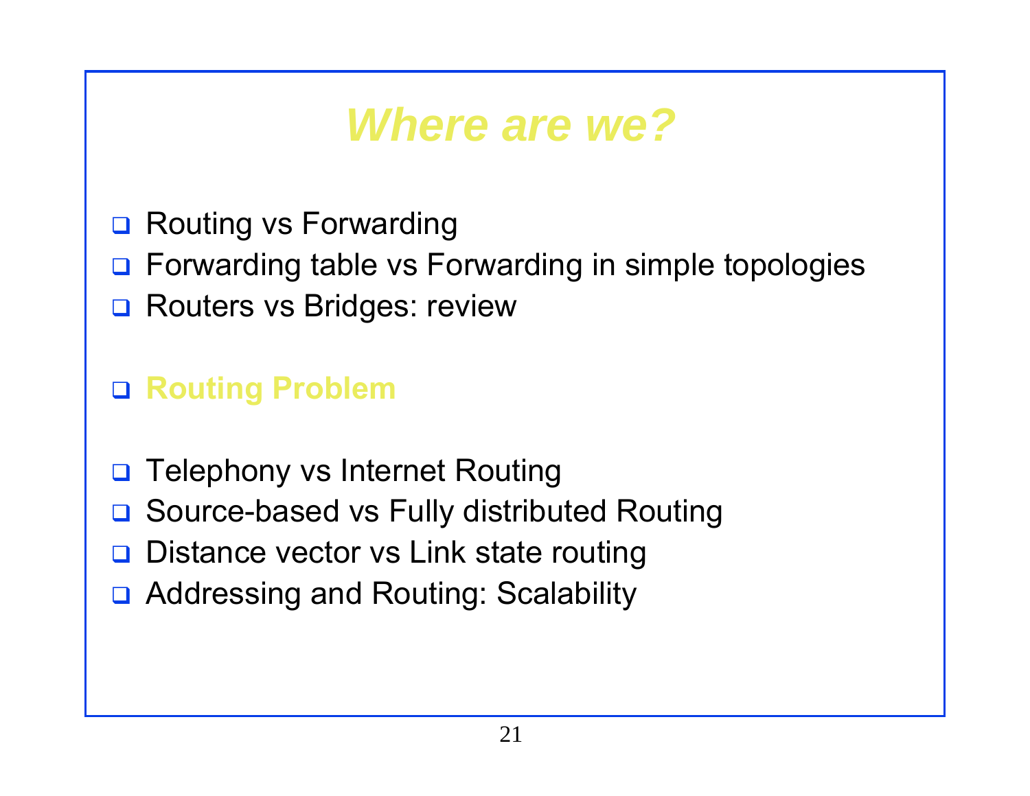# *Where are we?*

- Routing vs Forwarding
- Forwarding table vs Forwarding in simple topologies
- Routers vs Bridges: review

- **Routing Problem**

- Telephony vs Internet Routing
- Source-based vs Fully distributed Routing
- Distance vector vs Link state routing
- Addressing and Routing: Scalability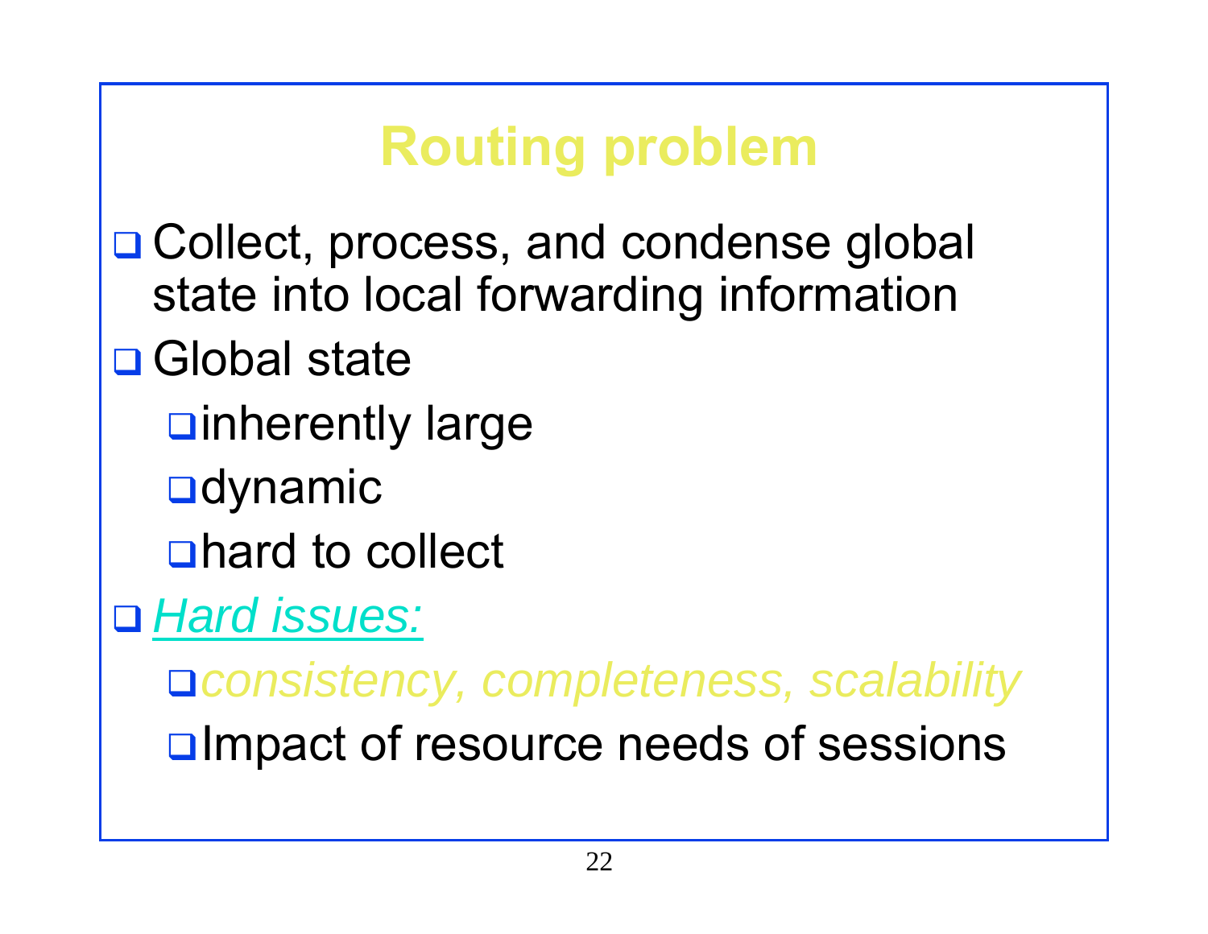# Routing problem

- Collect, process, and condense global state into local forwarding information
- Global state
  - inherently large
  - dynamic
  - hard to collect
- *Hard issues:*
  - *consistency, completeness, scalability*
  - Impact of resource needs of sessions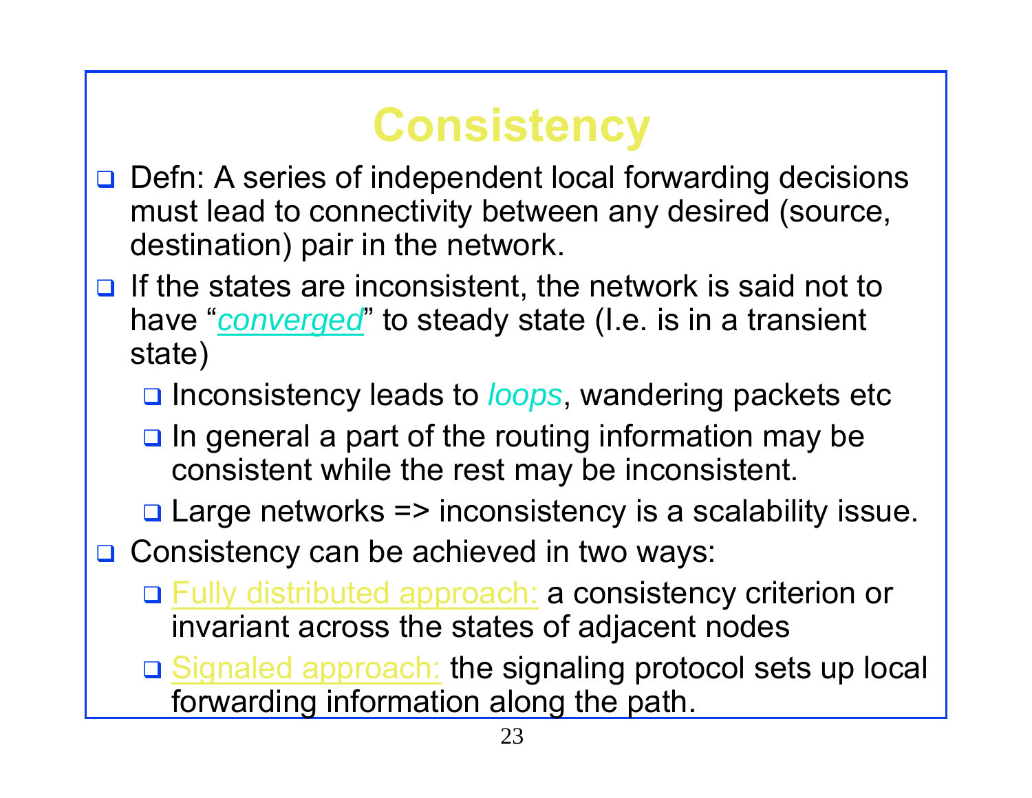# Consistency

- Defn: A series of independent local forwarding decisions must lead to connectivity between any desired (source, destination) pair in the network.
- If the states are inconsistent, the network is said not to have "*converged*" to steady state (I.e. is in a transient state)
  - Inconsistency leads to *loops*, wandering packets etc
  - In general a part of the routing information may be consistent while the rest may be inconsistent.
  - Large networks => inconsistency is a scalability issue.
- Consistency can be achieved in two ways:
  - Fully distributed approach: a consistency criterion or invariant across the states of adjacent nodes
  - Signaled approach: the signaling protocol sets up local forwarding information along the path.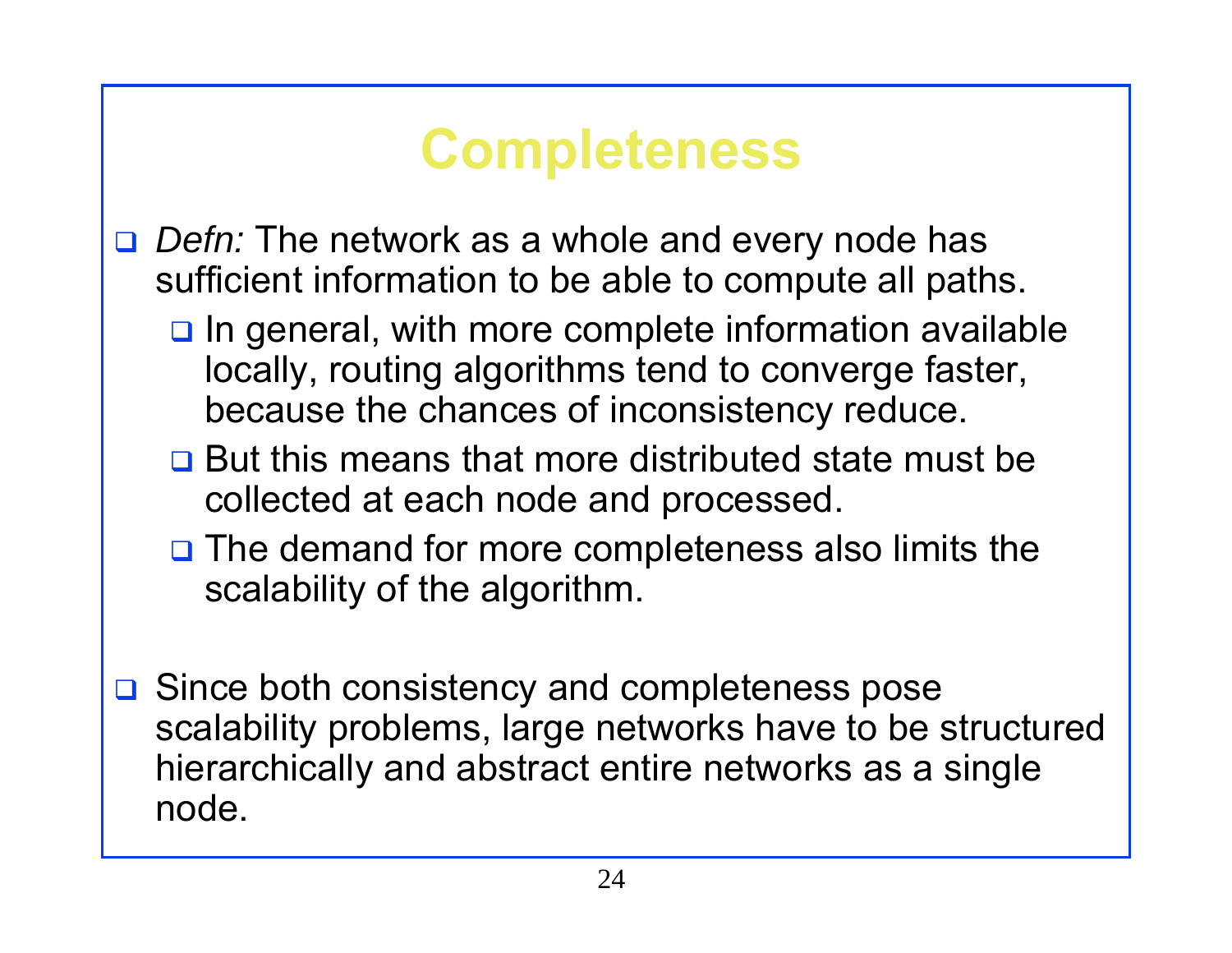# Completeness

- *Defn:* The network as a whole and every node has sufficient information to be able to compute all paths.
  - In general, with more complete information available locally, routing algorithms tend to converge faster, because the chances of inconsistency reduce.
  - But this means that more distributed state must be collected at each node and processed.
  - The demand for more completeness also limits the scalability of the algorithm.

- Since both consistency and completeness pose scalability problems, large networks have to be structured hierarchically and abstract entire networks as a single node.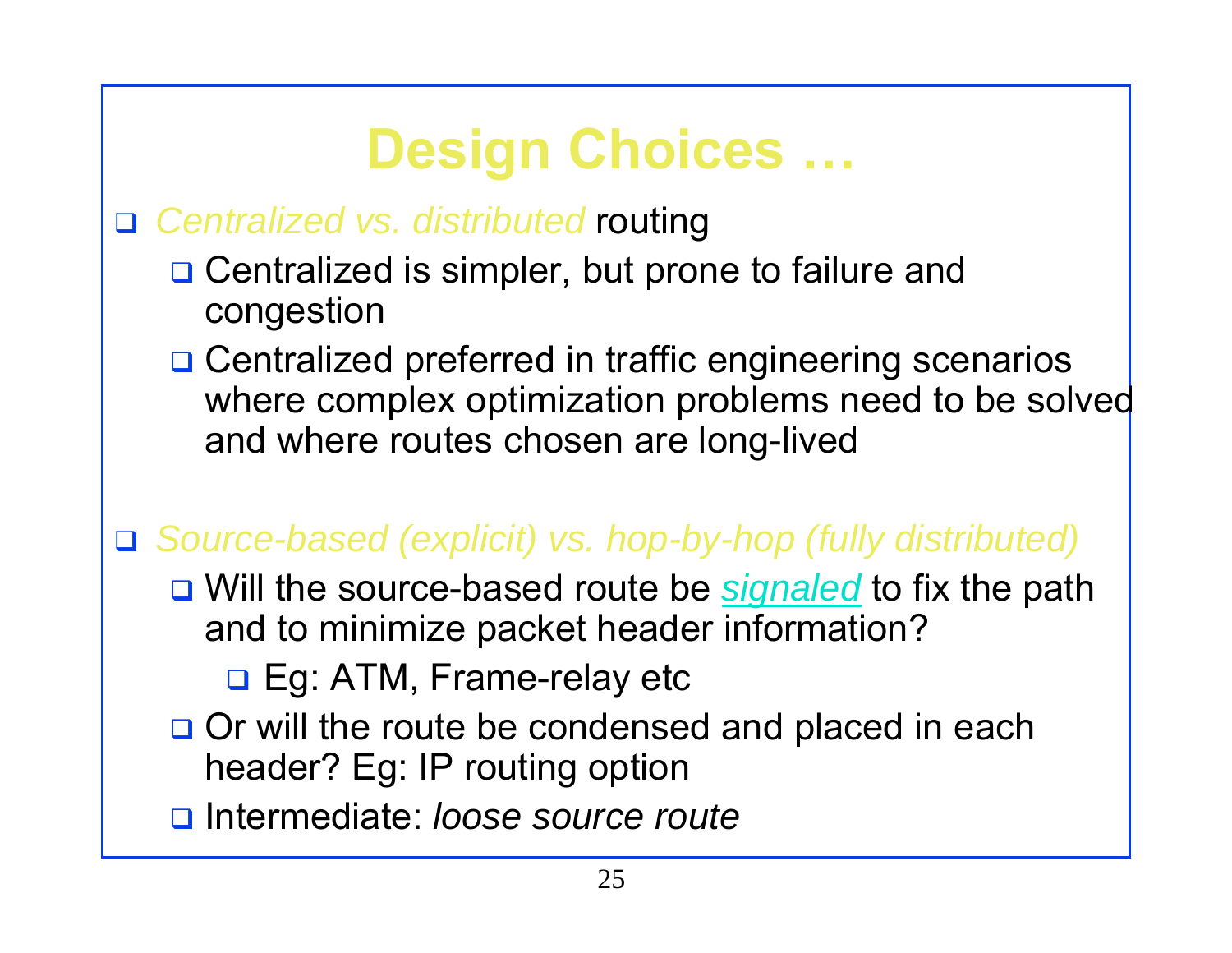# Design Choices …

- *Centralized vs. distributed* routing
  - Centralized is simpler, but prone to failure and congestion
  - Centralized preferred in traffic engineering scenarios where complex optimization problems need to be solved and where routes chosen are long-lived

- *Source-based (explicit) vs. hop-by-hop (fully distributed)*
  - Will the source-based route be *signaled* to fix the path and to minimize packet header information?
    - Eg: ATM, Frame-relay etc
  - Or will the route be condensed and placed in each header? Eg: IP routing option
  - Intermediate: *loose source route*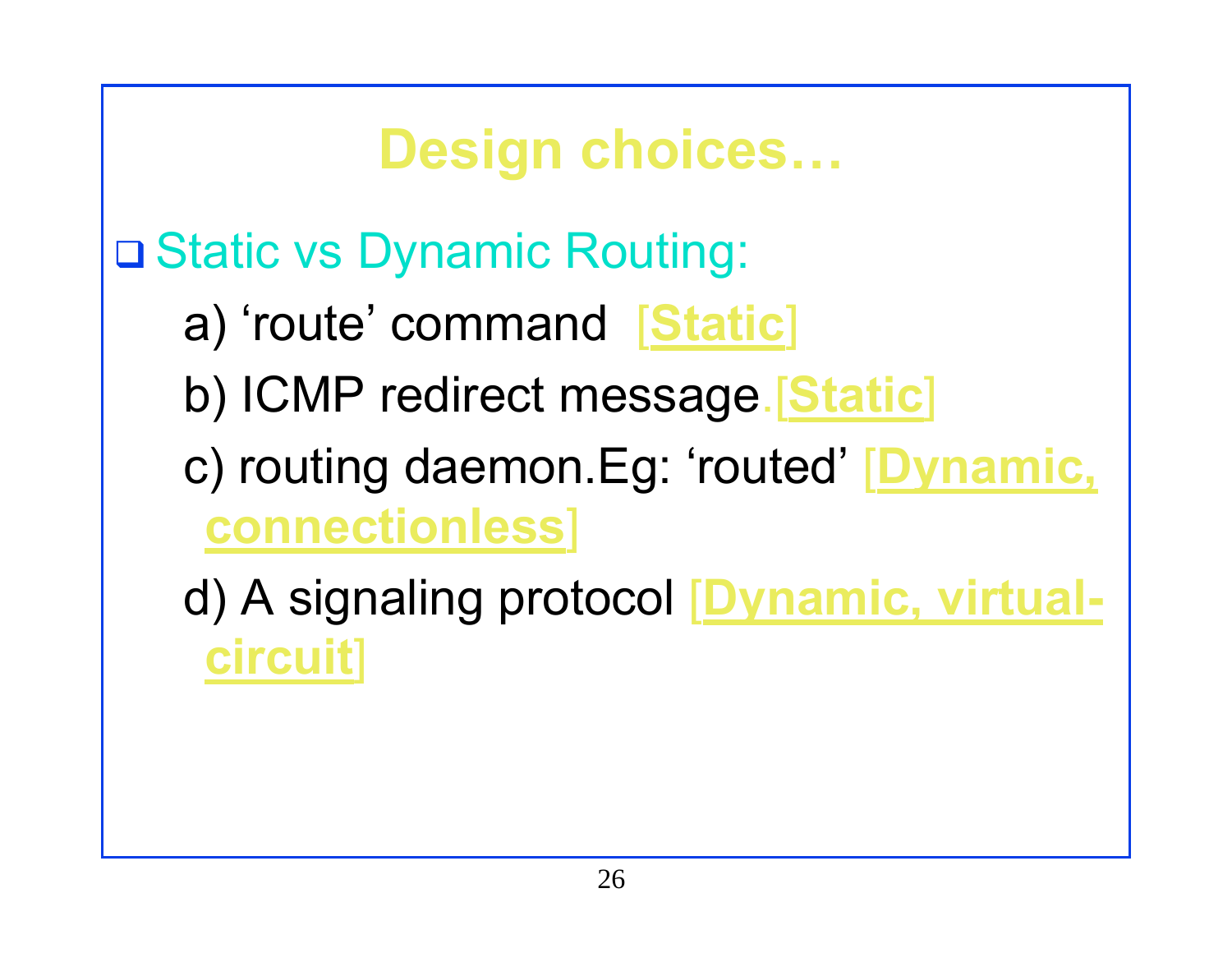# Design choices…

- Static vs Dynamic Routing:
  - a) 'route' command  [**Static**]
  - b) ICMP redirect message.[**Static**]
  - c) routing daemon.Eg: 'routed' [**Dynamic, connectionless**]
  - d) A signaling protocol [**Dynamic, virtual-circuit**]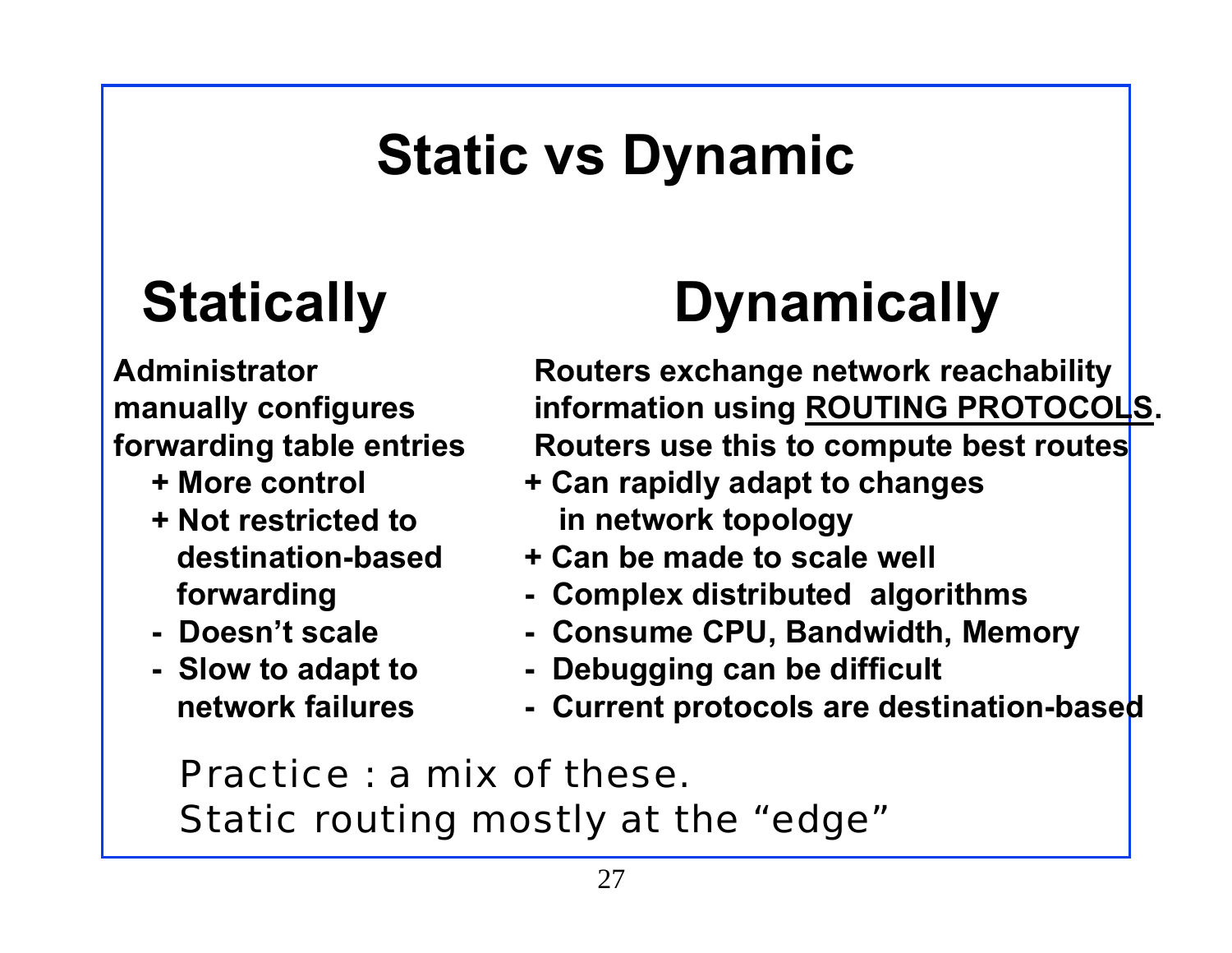# Static vs Dynamic

## Statically

Administrator manually configures forwarding table entries

- + More control
- + Not restricted to destination-based forwarding
- - Doesn't scale
- - Slow to adapt to network failures

## Dynamically

Routers exchange network reachability information using ROUTING PROTOCOLS. Routers use this to compute best routes

- + Can rapidly adapt to changes in network topology
- + Can be made to scale well
- - Complex distributed algorithms
- - Consume CPU, Bandwidth, Memory
- - Debugging can be difficult
- - Current protocols are destination-based

Practice : a mix of these.
Static routing mostly at the "edge"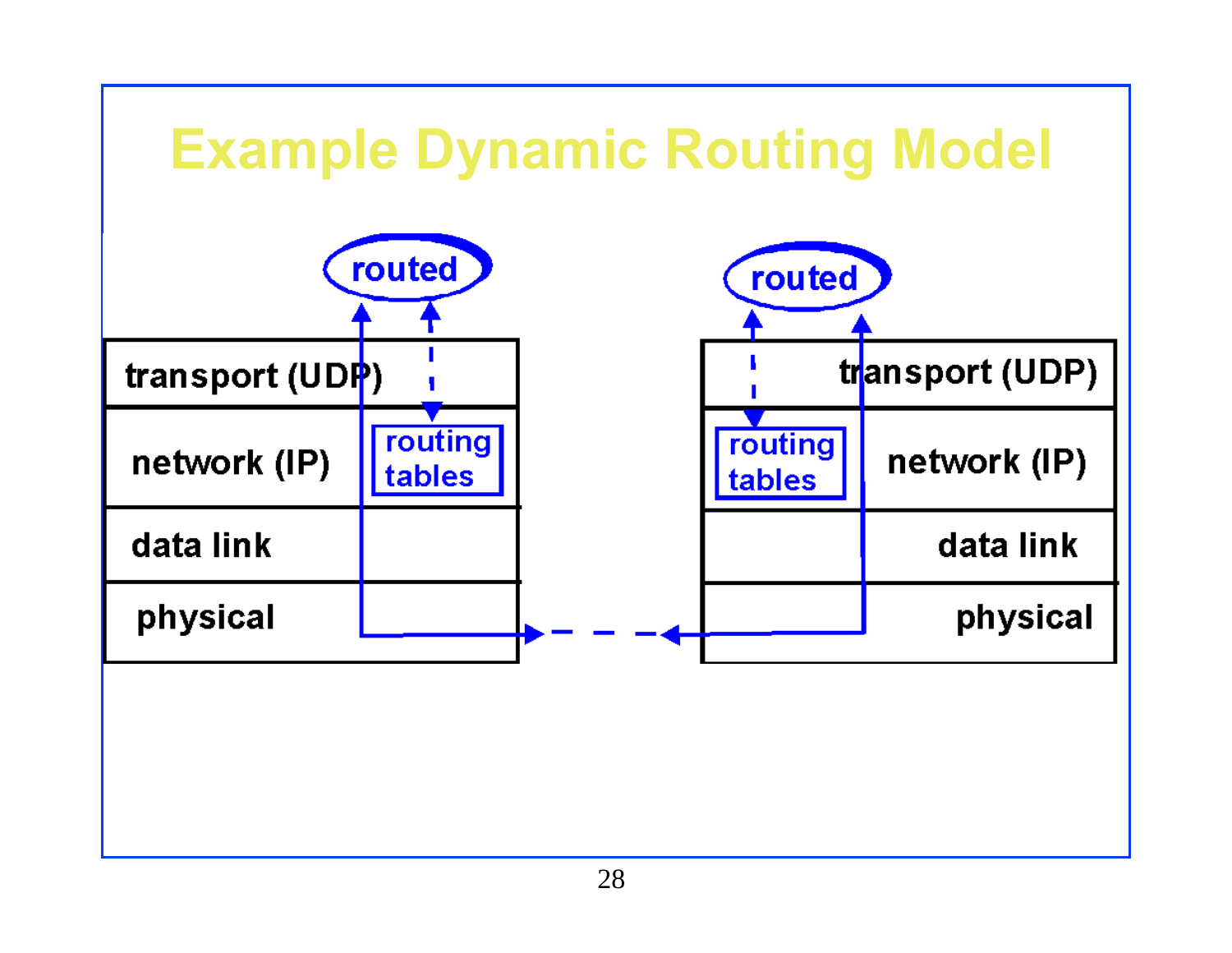# Example Dynamic Routing Model

routed

routed

transport (UDP)

network (IP)

routing tables

data link

physical

transport (UDP)

routing tables

network (IP)

data link

physical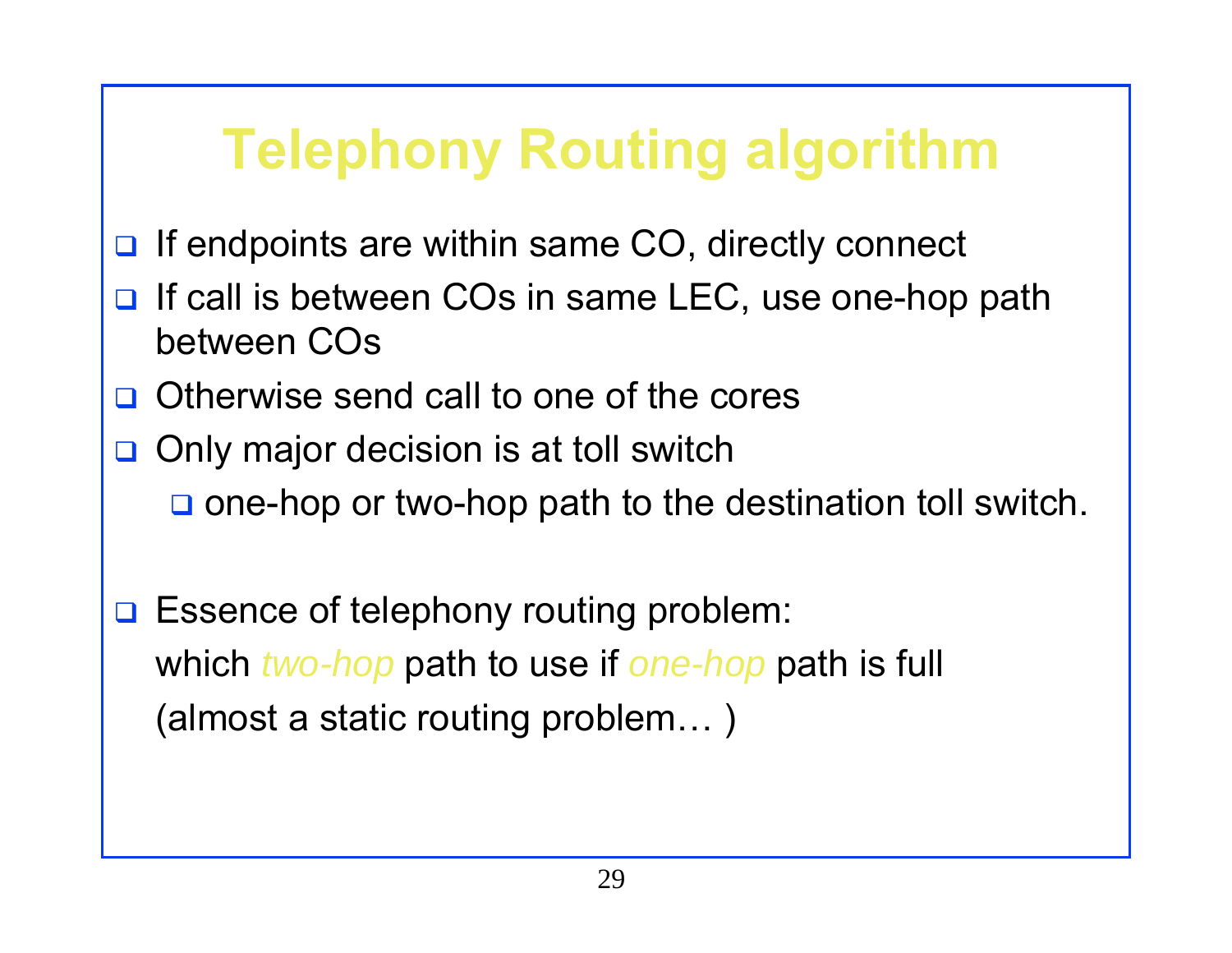# Telephony Routing algorithm

- If endpoints are within same CO, directly connect
- If call is between COs in same LEC, use one-hop path between COs
- Otherwise send call to one of the cores
- Only major decision is at toll switch
  - one-hop or two-hop path to the destination toll switch.

- Essence of telephony routing problem:
  which *two-hop* path to use if *one-hop* path is full
  (almost a static routing problem… )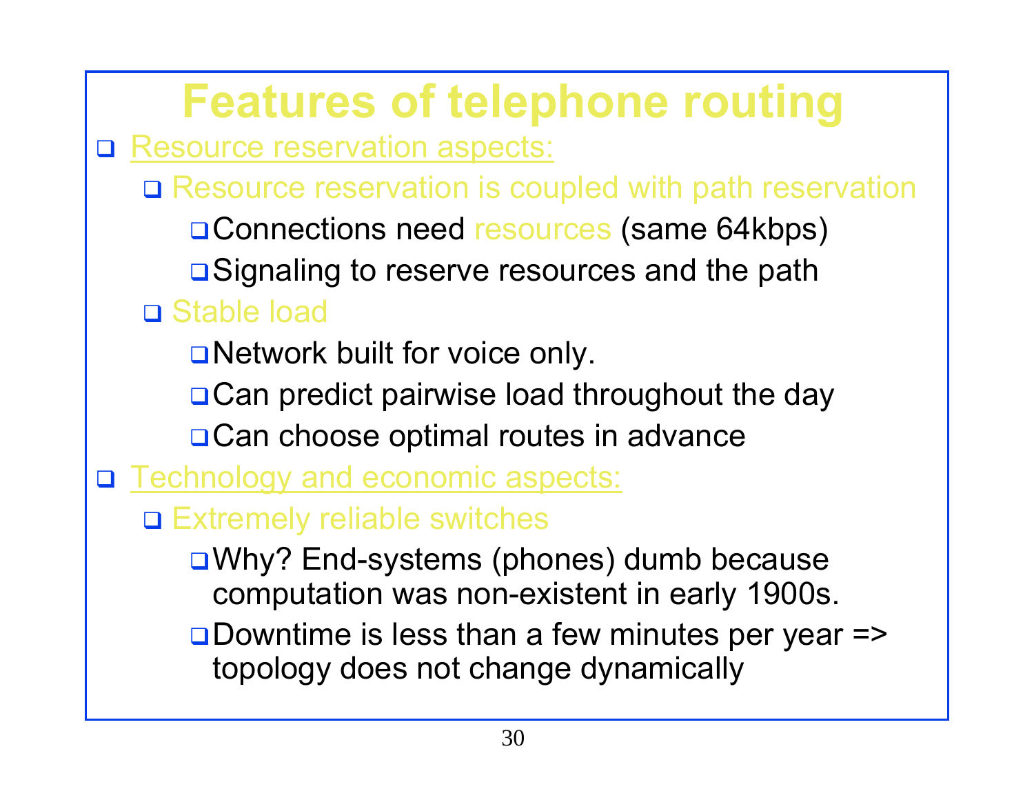# Features of telephone routing

- Resource reservation aspects:
  - Resource reservation is coupled with path reservation
    - Connections need resources (same 64kbps)
    - Signaling to reserve resources and the path
  - Stable load
    - Network built for voice only.
    - Can predict pairwise load throughout the day
    - Can choose optimal routes in advance
- Technology and economic aspects:
  - Extremely reliable switches
    - Why? End-systems (phones) dumb because computation was non-existent in early 1900s.
    - Downtime is less than a few minutes per year => topology does not change dynamically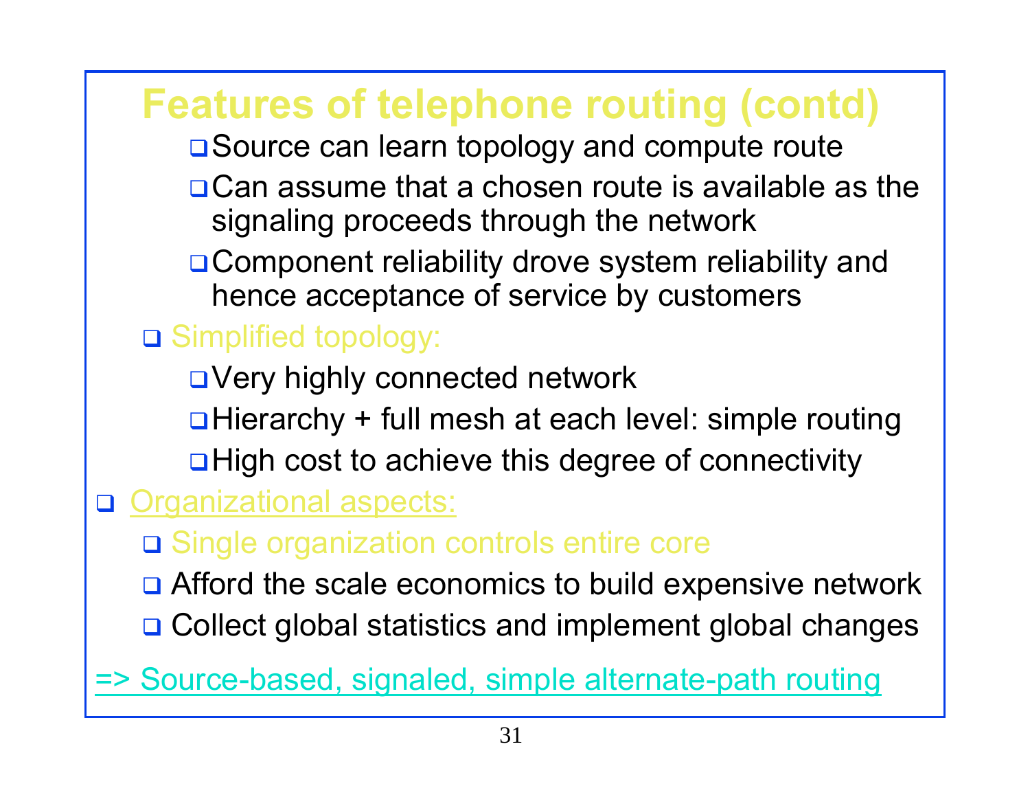# Features of telephone routing (contd)

- Source can learn topology and compute route
- Can assume that a chosen route is available as the signaling proceeds through the network
- Component reliability drove system reliability and hence acceptance of service by customers

- Simplified topology:
  - Very highly connected network
  - Hierarchy + full mesh at each level: simple routing
  - High cost to achieve this degree of connectivity

- Organizational aspects:
  - Single organization controls entire core
  - Afford the scale economics to build expensive network
  - Collect global statistics and implement global changes

=> Source-based, signaled, simple alternate-path routing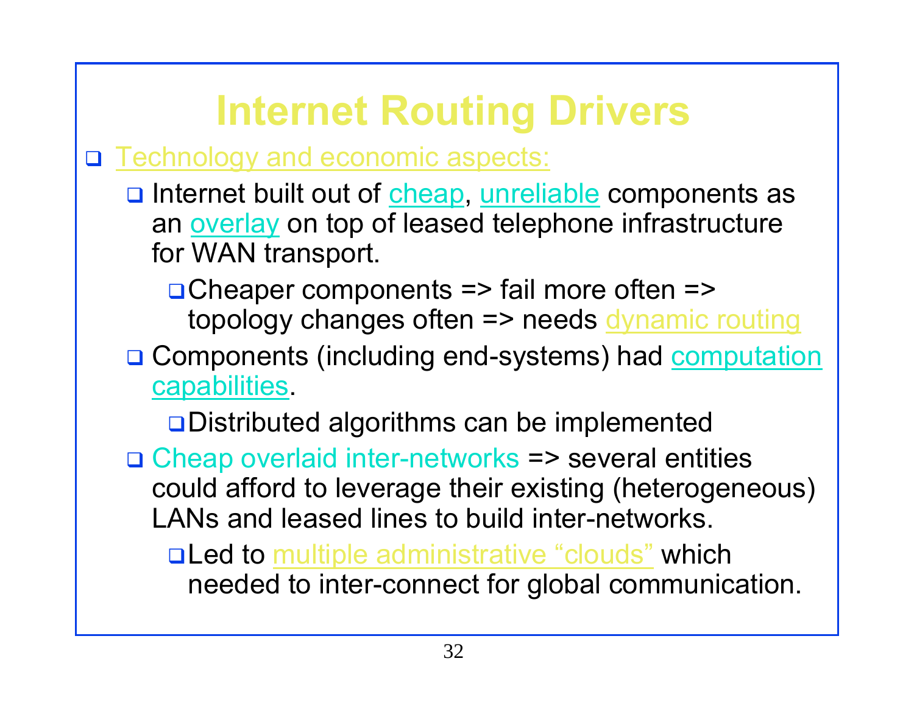# Internet Routing Drivers

- Technology and economic aspects:
  - Internet built out of cheap, unreliable components as an overlay on top of leased telephone infrastructure for WAN transport.
    - Cheaper components => fail more often => topology changes often => needs dynamic routing
  - Components (including end-systems) had computation capabilities.
    - Distributed algorithms can be implemented
  - Cheap overlaid inter-networks => several entities could afford to leverage their existing (heterogeneous) LANs and leased lines to build inter-networks.
    - Led to multiple administrative "clouds" which needed to inter-connect for global communication.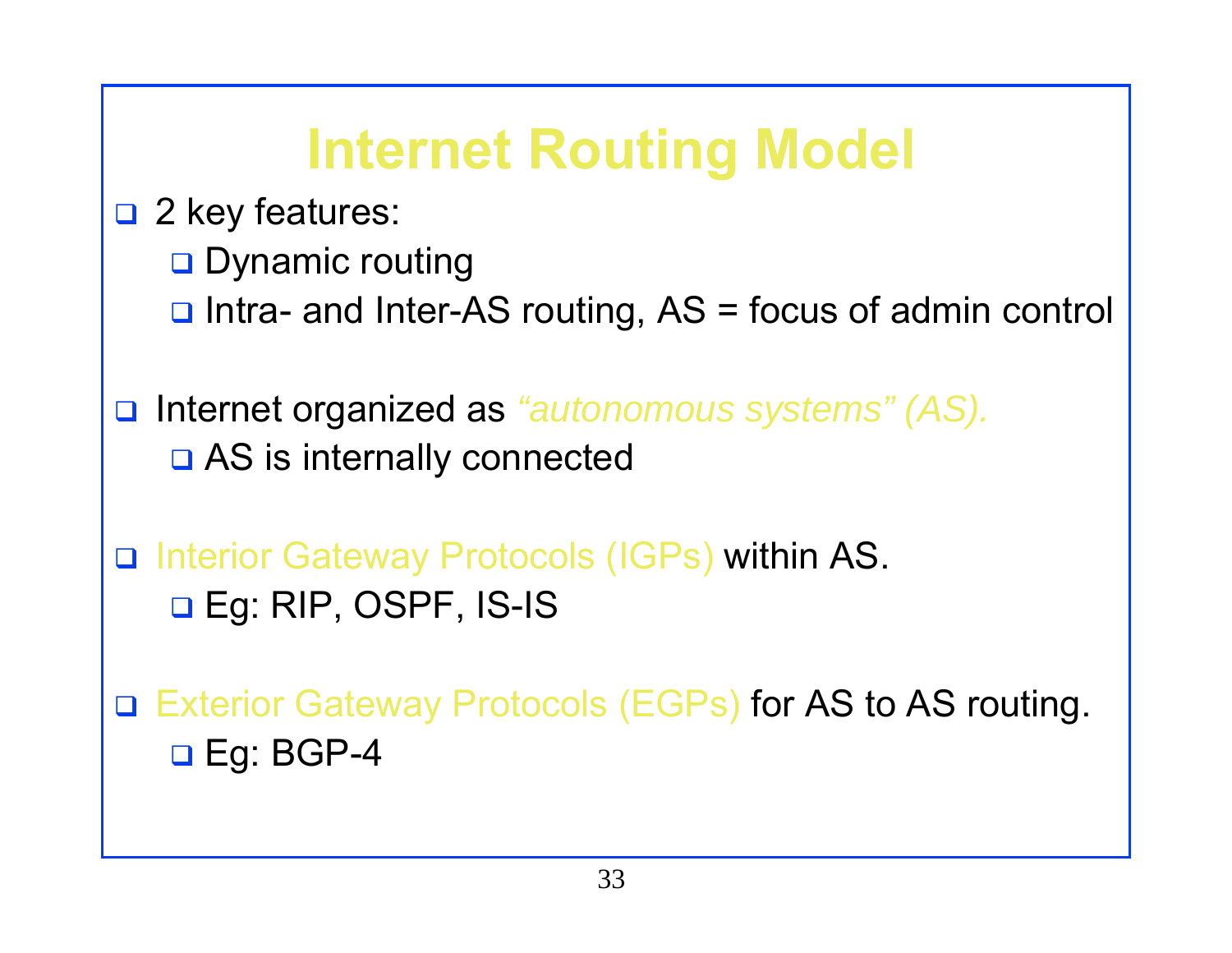# Internet Routing Model

- 2 key features:
  - Dynamic routing
  - Intra- and Inter-AS routing, AS = focus of admin control
- Internet organized as *"autonomous systems" (AS).*
  - AS is internally connected
- Interior Gateway Protocols (IGPs) within AS.
  - Eg: RIP, OSPF, IS-IS
- Exterior Gateway Protocols (EGPs) for AS to AS routing.
  - Eg: BGP-4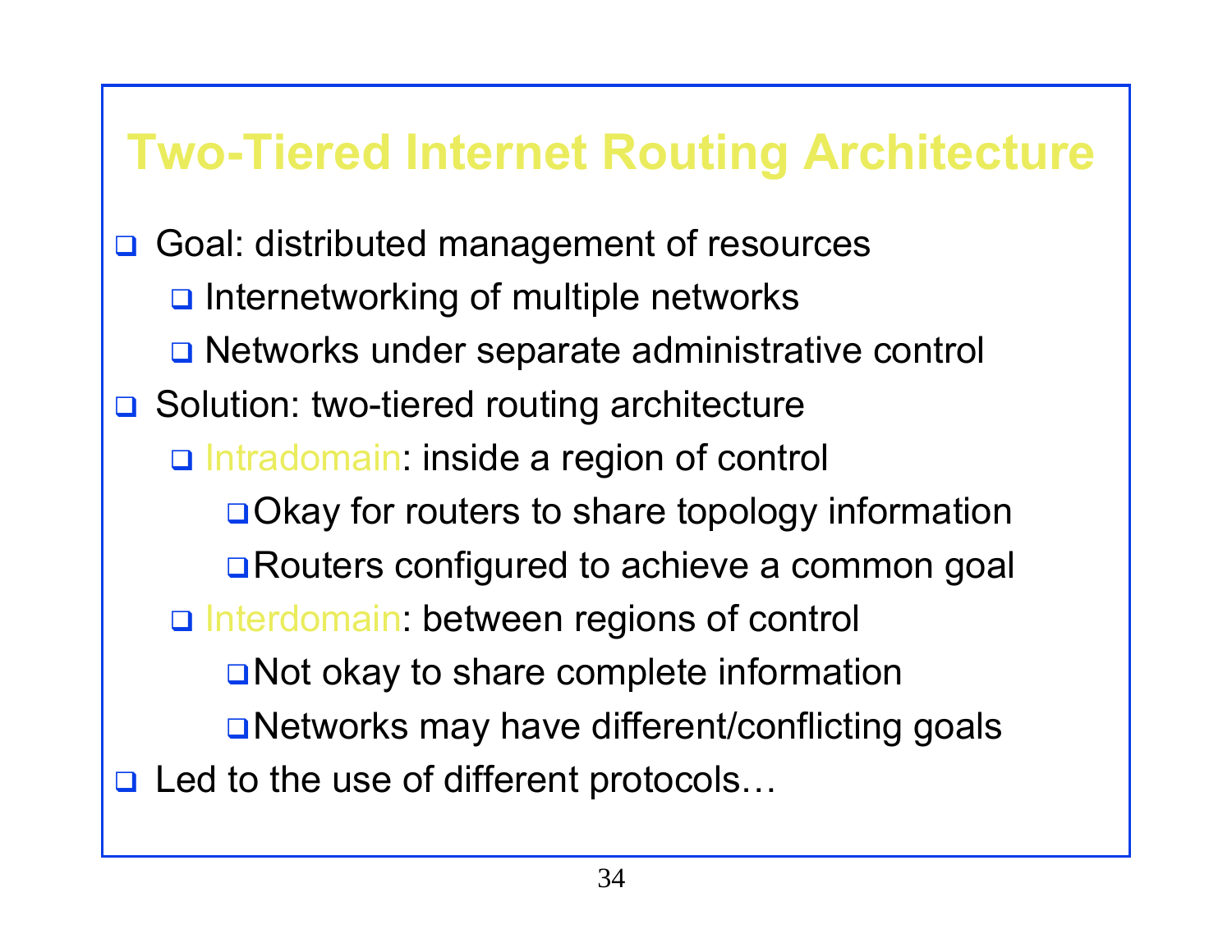# Two-Tiered Internet Routing Architecture

- Goal: distributed management of resources
  - Internetworking of multiple networks
  - Networks under separate administrative control
- Solution: two-tiered routing architecture
  - Intradomain: inside a region of control
    - Okay for routers to share topology information
    - Routers configured to achieve a common goal
  - Interdomain: between regions of control
    - Not okay to share complete information
    - Networks may have different/conflicting goals
- Led to the use of different protocols…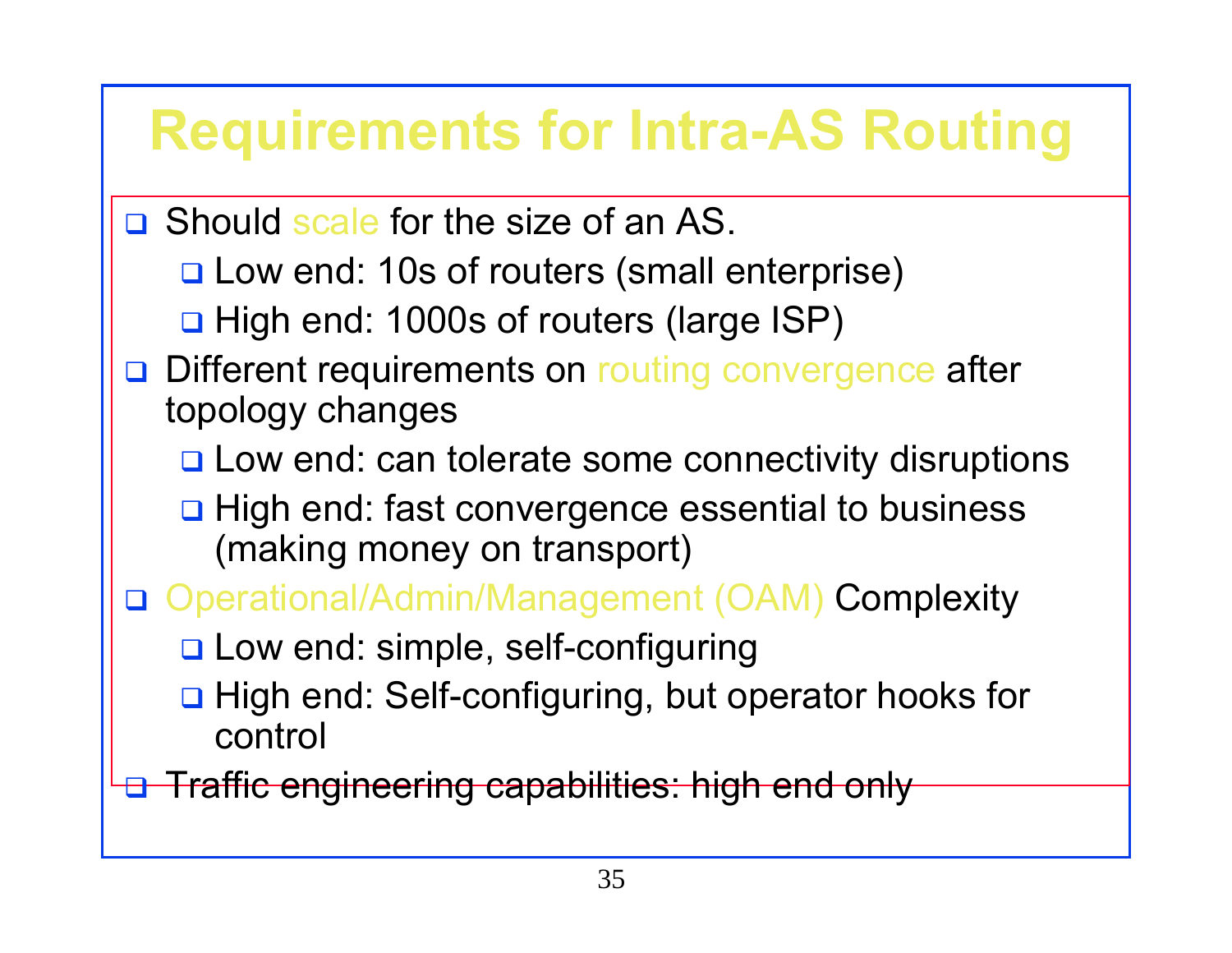# Requirements for Intra-AS Routing

- Should scale for the size of an AS.
  - Low end: 10s of routers (small enterprise)
  - High end: 1000s of routers (large ISP)
- Different requirements on routing convergence after topology changes
  - Low end: can tolerate some connectivity disruptions
  - High end: fast convergence essential to business (making money on transport)
- Operational/Admin/Management (OAM) Complexity
  - Low end: simple, self-configuring
  - High end: Self-configuring, but operator hooks for control
- Traffic engineering capabilities: high end only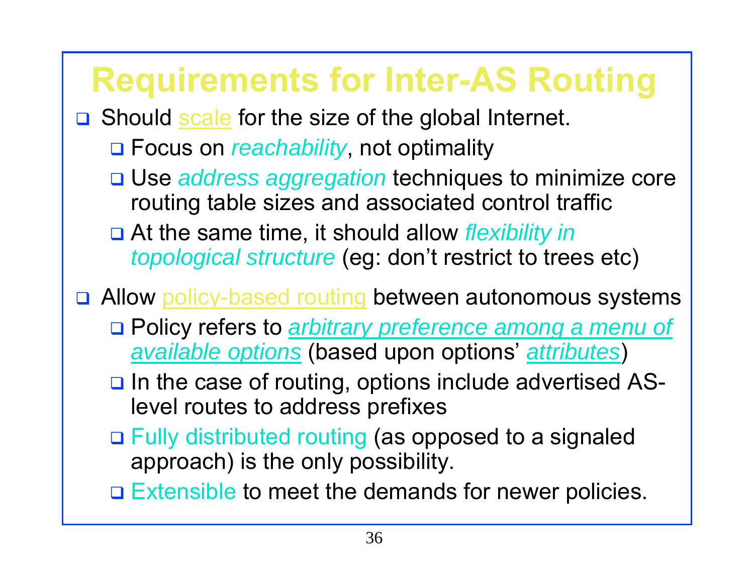# Requirements for Inter-AS Routing

- Should scale for the size of the global Internet.
  - Focus on *reachability*, not optimality
  - Use *address aggregation* techniques to minimize core routing table sizes and associated control traffic
  - At the same time, it should allow *flexibility in topological structure* (eg: don't restrict to trees etc)
- Allow policy-based routing between autonomous systems
  - Policy refers to *arbitrary preference among a menu of available options* (based upon options' *attributes*)
  - In the case of routing, options include advertised AS-level routes to address prefixes
  - Fully distributed routing (as opposed to a signaled approach) is the only possibility.
  - Extensible to meet the demands for newer policies.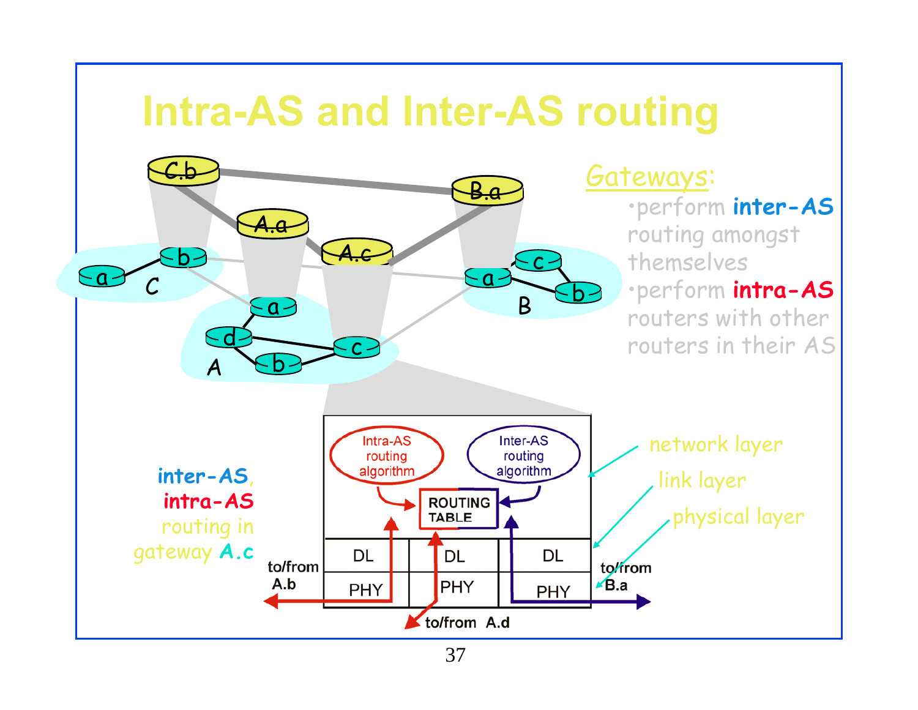# Intra-AS and Inter-AS routing

Gateways:

- perform **inter-AS** routing amongst themselves
- perform **intra-AS** routers with other routers in their AS

C.b

B.a

A.a

A.c

a b C

a d c b A

c a b B

Intra-AS routing algorithm

Inter-AS routing algorithm

ROUTING TABLE

DL DL DL

PHY PHY PHY

to/from A.b

to/from A.d

to/from B.a

network layer

link layer

physical layer

**inter-AS**, **intra-AS** routing in gateway **A.c**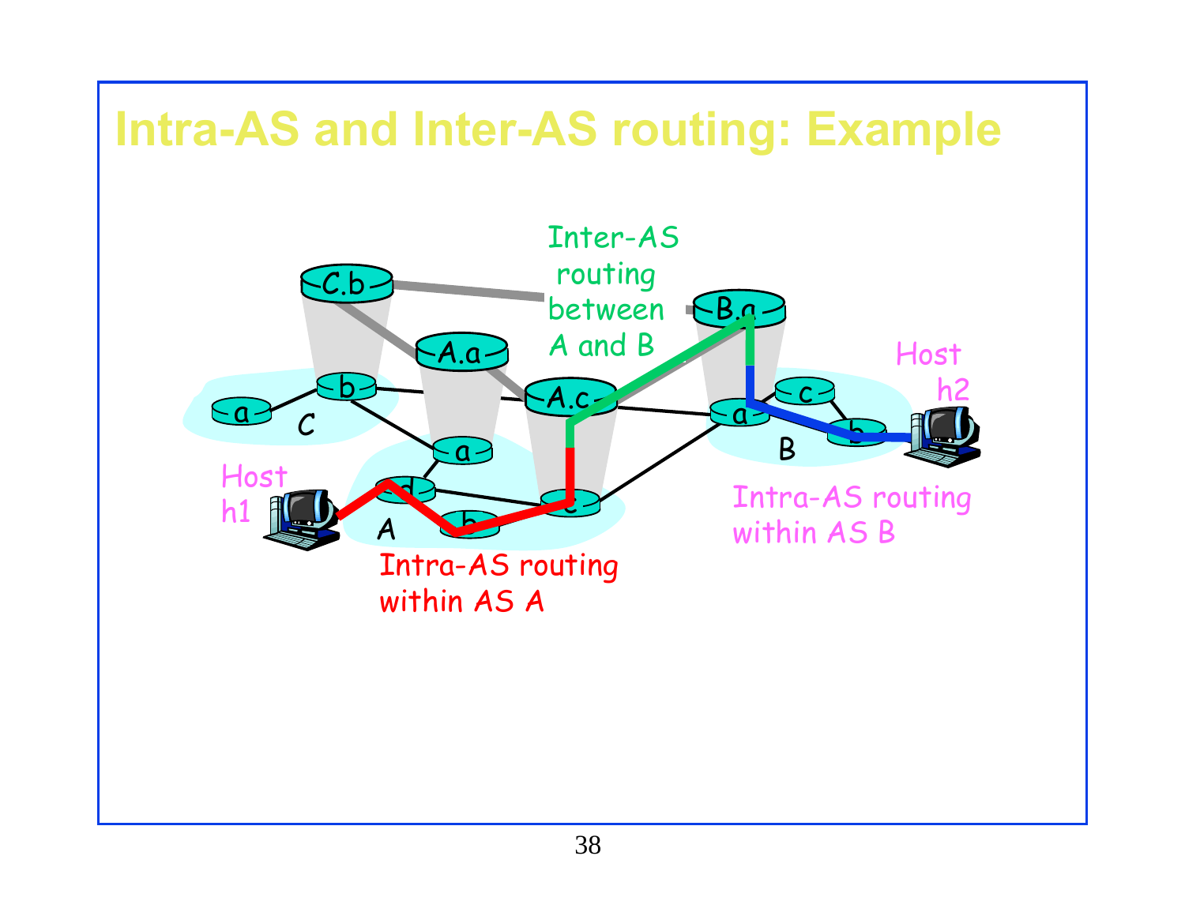# Intra-AS and Inter-AS routing: Example

Inter-AS routing between A and B

Host h2

Host h1

Intra-AS routing within AS B

Intra-AS routing within AS A

C.b

A.a

A.c

B.a

a

b

C

a

d

A

b

c

a

c

b

B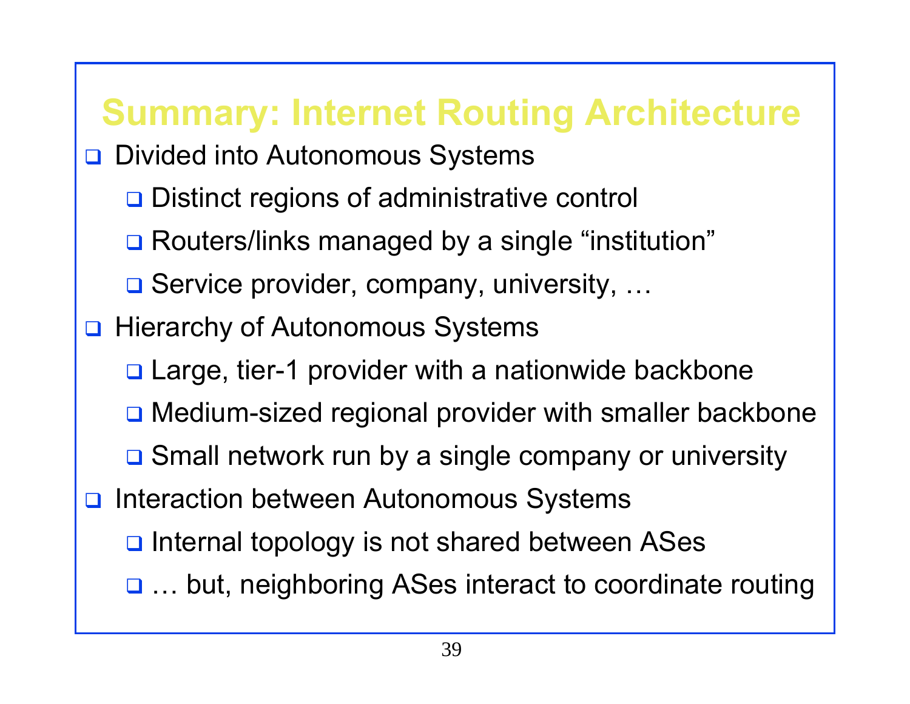# Summary: Internet Routing Architecture

- Divided into Autonomous Systems
  - Distinct regions of administrative control
  - Routers/links managed by a single “institution”
  - Service provider, company, university, …
- Hierarchy of Autonomous Systems
  - Large, tier-1 provider with a nationwide backbone
  - Medium-sized regional provider with smaller backbone
  - Small network run by a single company or university
- Interaction between Autonomous Systems
  - Internal topology is not shared between ASes
  - … but, neighboring ASes interact to coordinate routing